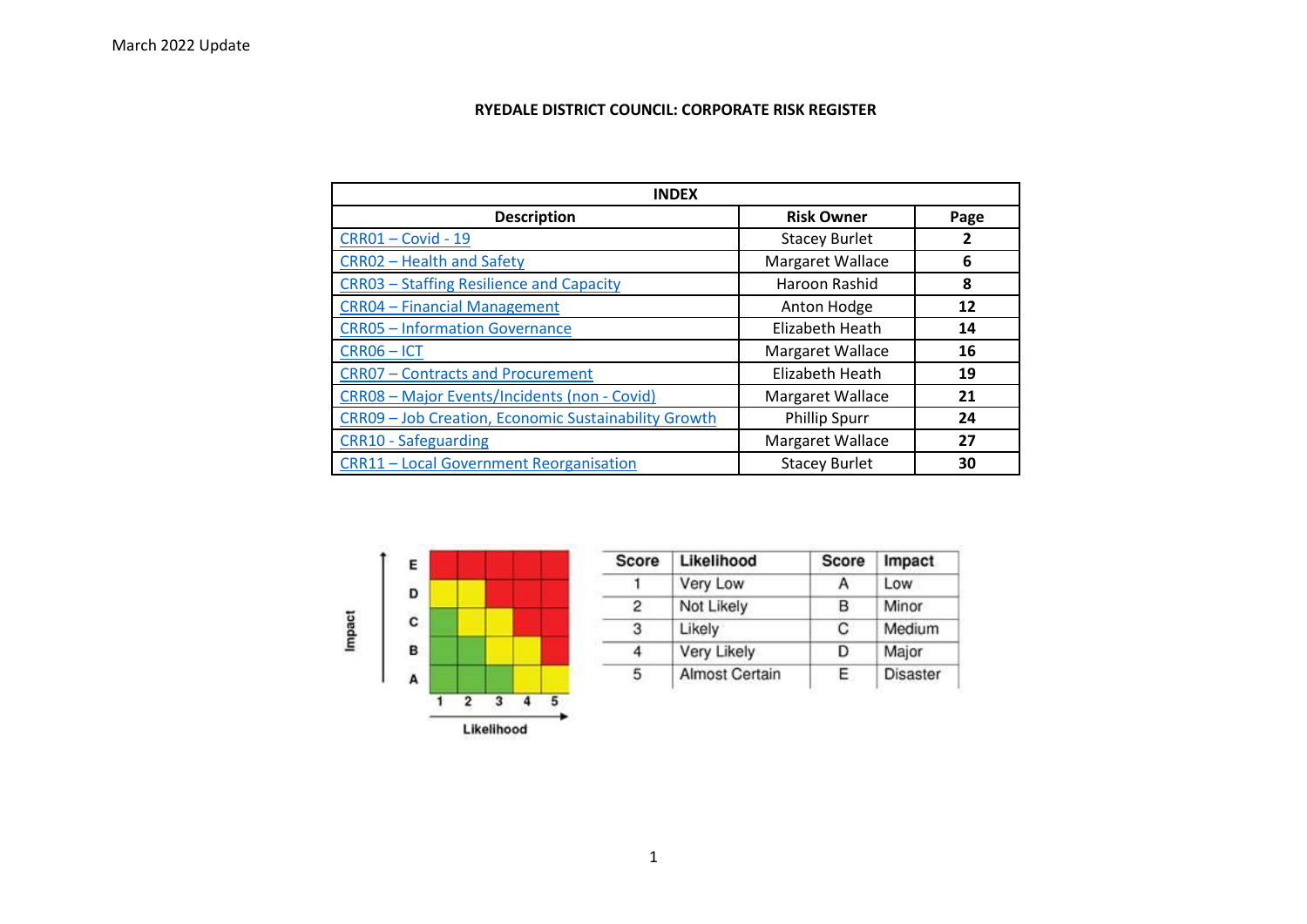March 2022 Update

# RYEDALE DISTRICT COUNCIL: CORPORATE RISK REGISTER

| INDEX | | |
|---|---|---|
| **Description** | **Risk Owner** | **Page** |
| CRR01 – Covid - 19 | Stacey Burlet | 2 |
| CRR02 – Health and Safety | Margaret Wallace | 6 |
| CRR03 – Staffing Resilience and Capacity | Haroon Rashid | 8 |
| CRR04 – Financial Management | Anton Hodge | 12 |
| CRR05 – Information Governance | Elizabeth Heath | 14 |
| CRR06 – ICT | Margaret Wallace | 16 |
| CRR07 – Contracts and Procurement | Elizabeth Heath | 19 |
| CRR08 – Major Events/Incidents (non - Covid) | Margaret Wallace | 21 |
| CRR09 – Job Creation, Economic Sustainability Growth | Phillip Spurr | 24 |
| CRR10 - Safeguarding | Margaret Wallace | 27 |
| CRR11 – Local Government Reorganisation | Stacey Burlet | 30 |

| Impact | 1 | 2 | 3 | 4 | 5 |
|---|---|---|---|---|---|
| E | Red | Red | Red | Red | Red |
| D | Yellow | Yellow | Red | Red | Red |
| C | Green | Yellow | Yellow | Red | Red |
| B | Green | Green | Yellow | Yellow | Red |
| A | Green | Green | Green | Yellow | Yellow |

Likelihood

| Score | Likelihood | Score | Impact |
|---|---|---|---|
| 1 | Very Low | A | Low |
| 2 | Not Likely | B | Minor |
| 3 | Likely | C | Medium |
| 4 | Very Likely | D | Major |
| 5 | Almost Certain | E | Disaster |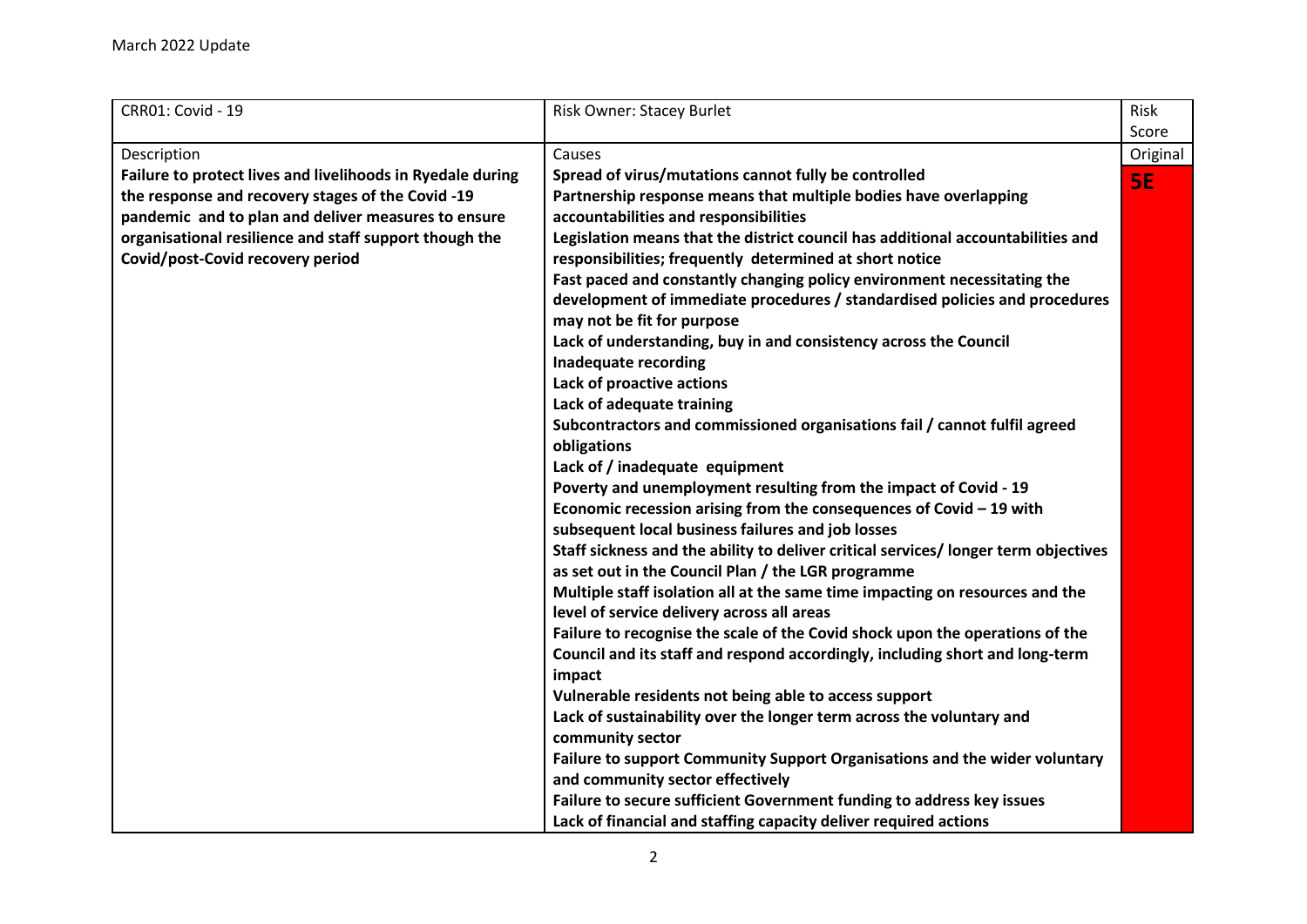March 2022 Update

| CRR01: Covid - 19 | Risk Owner: Stacey Burlet | Risk Score |
|---|---|---|
| Description | Causes | Original |
| **Failure to protect lives and livelihoods in Ryedale during the response and recovery stages of the Covid -19 pandemic and to plan and deliver measures to ensure organisational resilience and staff support though the Covid/post-Covid recovery period** | **Spread of virus/mutations cannot fully be controlled**<br>**Partnership response means that multiple bodies have overlapping accountabilities and responsibilities**<br>**Legislation means that the district council has additional accountabilities and responsibilities; frequently determined at short notice**<br>**Fast paced and constantly changing policy environment necessitating the development of immediate procedures / standardised policies and procedures may not be fit for purpose**<br>**Lack of understanding, buy in and consistency across the Council**<br>**Inadequate recording**<br>**Lack of proactive actions**<br>**Lack of adequate training**<br>**Subcontractors and commissioned organisations fail / cannot fulfil agreed obligations**<br>**Lack of / inadequate equipment**<br>**Poverty and unemployment resulting from the impact of Covid - 19**<br>**Economic recession arising from the consequences of Covid – 19 with subsequent local business failures and job losses**<br>**Staff sickness and the ability to deliver critical services/ longer term objectives as set out in the Council Plan / the LGR programme**<br>**Multiple staff isolation all at the same time impacting on resources and the level of service delivery across all areas**<br>**Failure to recognise the scale of the Covid shock upon the operations of the Council and its staff and respond accordingly, including short and long-term impact**<br>**Vulnerable residents not being able to access support**<br>**Lack of sustainability over the longer term across the voluntary and community sector**<br>**Failure to support Community Support Organisations and the wider voluntary and community sector effectively**<br>**Failure to secure sufficient Government funding to address key issues**<br>**Lack of financial and staffing capacity deliver required actions** | **5E** |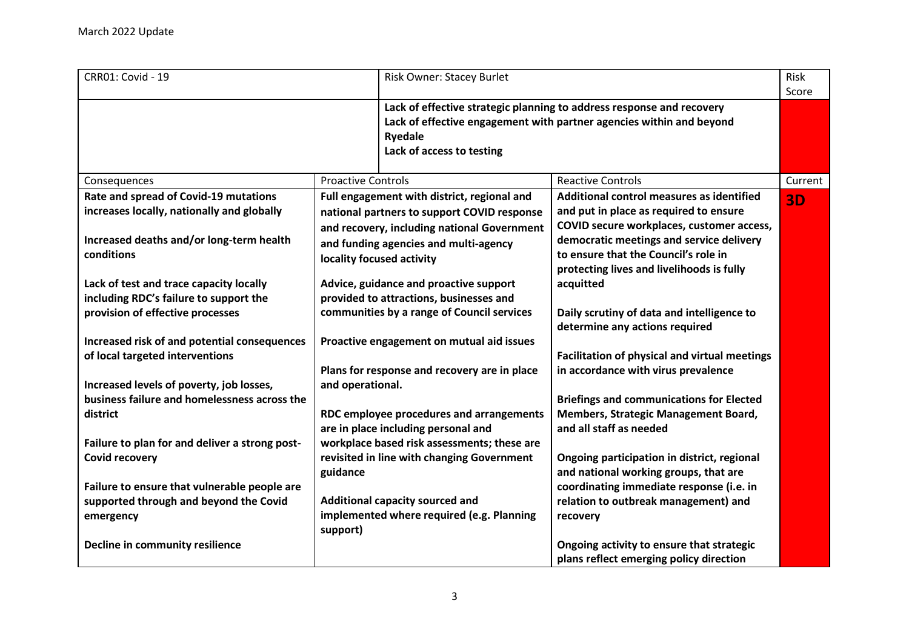| CRR01: Covid - 19 | Risk Owner: Stacey Burlet | | Risk Score |
|---|---|---|---|
| | **Lack of effective strategic planning to address response and recovery**<br>**Lack of effective engagement with partner agencies within and beyond Ryedale**<br>**Lack of access to testing** | | |
| Consequences | Proactive Controls | Reactive Controls | Current |
| **Rate and spread of Covid-19 mutations increases locally, nationally and globally**<br><br>**Increased deaths and/or long-term health conditions**<br><br>**Lack of test and trace capacity locally including RDC's failure to support the provision of effective processes**<br><br>**Increased risk of and potential consequences of local targeted interventions**<br><br>**Increased levels of poverty, job losses, business failure and homelessness across the district**<br><br>**Failure to plan for and deliver a strong post-Covid recovery**<br><br>**Failure to ensure that vulnerable people are supported through and beyond the Covid emergency**<br><br>**Decline in community resilience** | **Full engagement with district, regional and national partners to support COVID response and recovery, including national Government and funding agencies and multi-agency locality focused activity**<br><br>**Advice, guidance and proactive support provided to attractions, businesses and communities by a range of Council services**<br><br>**Proactive engagement on mutual aid issues**<br><br>**Plans for response and recovery are in place and operational.**<br><br>**RDC employee procedures and arrangements are in place including personal and workplace based risk assessments; these are revisited in line with changing Government guidance**<br><br>**Additional capacity sourced and implemented where required (e.g. Planning support)** | **Additional control measures as identified and put in place as required to ensure COVID secure workplaces, customer access, democratic meetings and service delivery to ensure that the Council's role in protecting lives and livelihoods is fully acquitted**<br><br>**Daily scrutiny of data and intelligence to determine any actions required**<br><br>**Facilitation of physical and virtual meetings in accordance with virus prevalence**<br><br>**Briefings and communications for Elected Members, Strategic Management Board, and all staff as needed**<br><br>**Ongoing participation in district, regional and national working groups, that are coordinating immediate response (i.e. in relation to outbreak management) and recovery**<br><br>**Ongoing activity to ensure that strategic plans reflect emerging policy direction** | **3D** |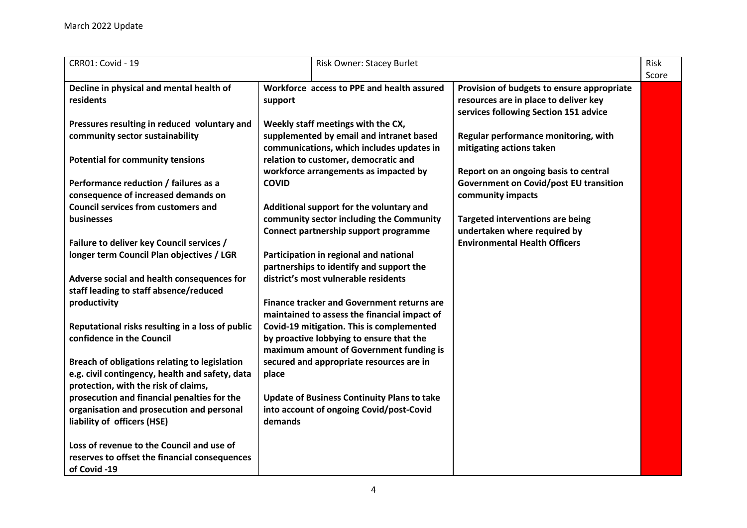March 2022 Update

| CRR01: Covid - 19 | Risk Owner: Stacey Burlet | | Risk Score |
|---|---|---|---|
| **Decline in physical and mental health of residents**<br><br>**Pressures resulting in reduced voluntary and community sector sustainability**<br><br>**Potential for community tensions**<br><br>**Performance reduction / failures as a consequence of increased demands on Council services from customers and businesses**<br><br>**Failure to deliver key Council services / longer term Council Plan objectives / LGR**<br><br>**Adverse social and health consequences for staff leading to staff absence/reduced productivity**<br><br>**Reputational risks resulting in a loss of public confidence in the Council**<br><br>**Breach of obligations relating to legislation e.g. civil contingency, health and safety, data protection, with the risk of claims, prosecution and financial penalties for the organisation and prosecution and personal liability of officers (HSE)**<br><br>**Loss of revenue to the Council and use of reserves to offset the financial consequences of Covid -19** | **Workforce access to PPE and health assured support**<br><br>**Weekly staff meetings with the CX, supplemented by email and intranet based communications, which includes updates in relation to customer, democratic and workforce arrangements as impacted by COVID**<br><br>**Additional support for the voluntary and community sector including the Community Connect partnership support programme**<br><br>**Participation in regional and national partnerships to identify and support the district's most vulnerable residents**<br><br>**Finance tracker and Government returns are maintained to assess the financial impact of Covid-19 mitigation. This is complemented by proactive lobbying to ensure that the maximum amount of Government funding is secured and appropriate resources are in place**<br><br>**Update of Business Continuity Plans to take into account of ongoing Covid/post-Covid demands** | **Provision of budgets to ensure appropriate resources are in place to deliver key services following Section 151 advice**<br><br>**Regular performance monitoring, with mitigating actions taken**<br><br>**Report on an ongoing basis to central Government on Covid/post EU transition community impacts**<br><br>**Targeted interventions are being undertaken where required by Environmental Health Officers** | |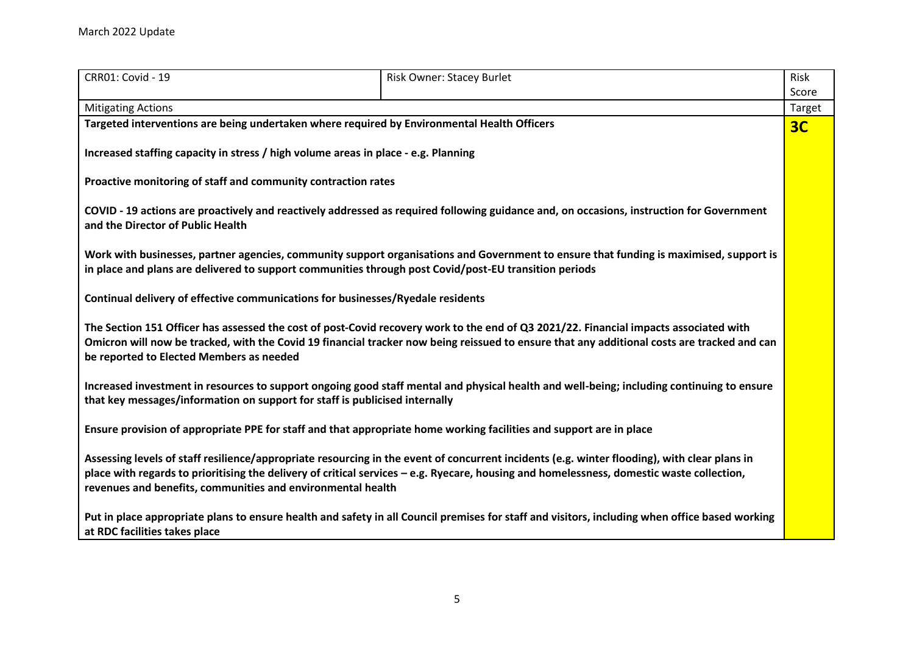| CRR01: Covid - 19 | Risk Owner: Stacey Burlet | Risk Score |
| --- | --- | --- |
| Mitigating Actions | | Target |
| **Targeted interventions are being undertaken where required by Environmental Health Officers**<br><br>**Increased staffing capacity in stress / high volume areas in place - e.g. Planning**<br><br>**Proactive monitoring of staff and community contraction rates**<br><br>**COVID - 19 actions are proactively and reactively addressed as required following guidance and, on occasions, instruction for Government and the Director of Public Health**<br><br>**Work with businesses, partner agencies, community support organisations and Government to ensure that funding is maximised, support is in place and plans are delivered to support communities through post Covid/post-EU transition periods**<br><br>**Continual delivery of effective communications for businesses/Ryedale residents**<br><br>**The Section 151 Officer has assessed the cost of post-Covid recovery work to the end of Q3 2021/22. Financial impacts associated with Omicron will now be tracked, with the Covid 19 financial tracker now being reissued to ensure that any additional costs are tracked and can be reported to Elected Members as needed**<br><br>**Increased investment in resources to support ongoing good staff mental and physical health and well-being; including continuing to ensure that key messages/information on support for staff is publicised internally**<br><br>**Ensure provision of appropriate PPE for staff and that appropriate home working facilities and support are in place**<br><br>**Assessing levels of staff resilience/appropriate resourcing in the event of concurrent incidents (e.g. winter flooding), with clear plans in place with regards to prioritising the delivery of critical services – e.g. Ryecare, housing and homelessness, domestic waste collection, revenues and benefits, communities and environmental health**<br><br>**Put in place appropriate plans to ensure health and safety in all Council premises for staff and visitors, including when office based working at RDC facilities takes place** | | **3C** |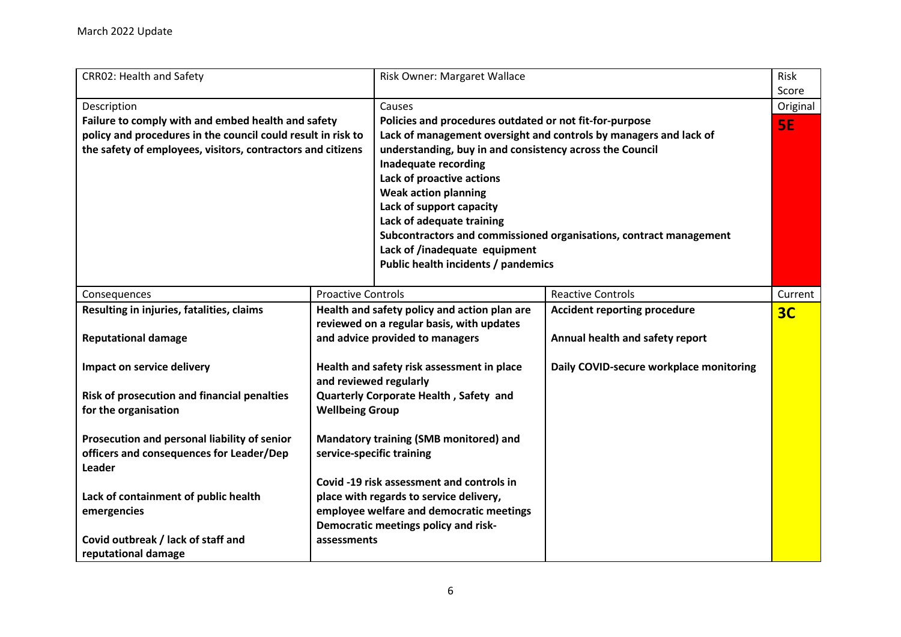March 2022 Update

| CRR02: Health and Safety | | Risk Owner: Margaret Wallace | | Risk Score |
|---|---|---|---|---|
| Description<br>**Failure to comply with and embed health and safety policy and procedures in the council could result in risk to the safety of employees, visitors, contractors and citizens** | | Causes<br>**Policies and procedures outdated or not fit-for-purpose**<br>**Lack of management oversight and controls by managers and lack of understanding, buy in and consistency across the Council**<br>**Inadequate recording**<br>**Lack of proactive actions**<br>**Weak action planning**<br>**Lack of support capacity**<br>**Lack of adequate training**<br>**Subcontractors and commissioned organisations, contract management**<br>**Lack of /inadequate equipment**<br>**Public health incidents / pandemics** | | Original<br>**5E** |
| Consequences | Proactive Controls | | Reactive Controls | Current |
| **Resulting in injuries, fatalities, claims**<br><br>**Reputational damage**<br><br>**Impact on service delivery**<br><br>**Risk of prosecution and financial penalties for the organisation**<br><br>**Prosecution and personal liability of senior officers and consequences for Leader/Dep Leader**<br><br>**Lack of containment of public health emergencies**<br><br>**Covid outbreak / lack of staff and reputational damage** | **Health and safety policy and action plan are reviewed on a regular basis, with updates and advice provided to managers**<br><br>**Health and safety risk assessment in place and reviewed regularly**<br>**Quarterly Corporate Health , Safety and Wellbeing Group**<br><br>**Mandatory training (SMB monitored) and service-specific training**<br><br>**Covid -19 risk assessment and controls in place with regards to service delivery, employee welfare and democratic meetings**<br>**Democratic meetings policy and risk-assessments** | | **Accident reporting procedure**<br><br>**Annual health and safety report**<br><br>**Daily COVID-secure workplace monitoring** | **3C** |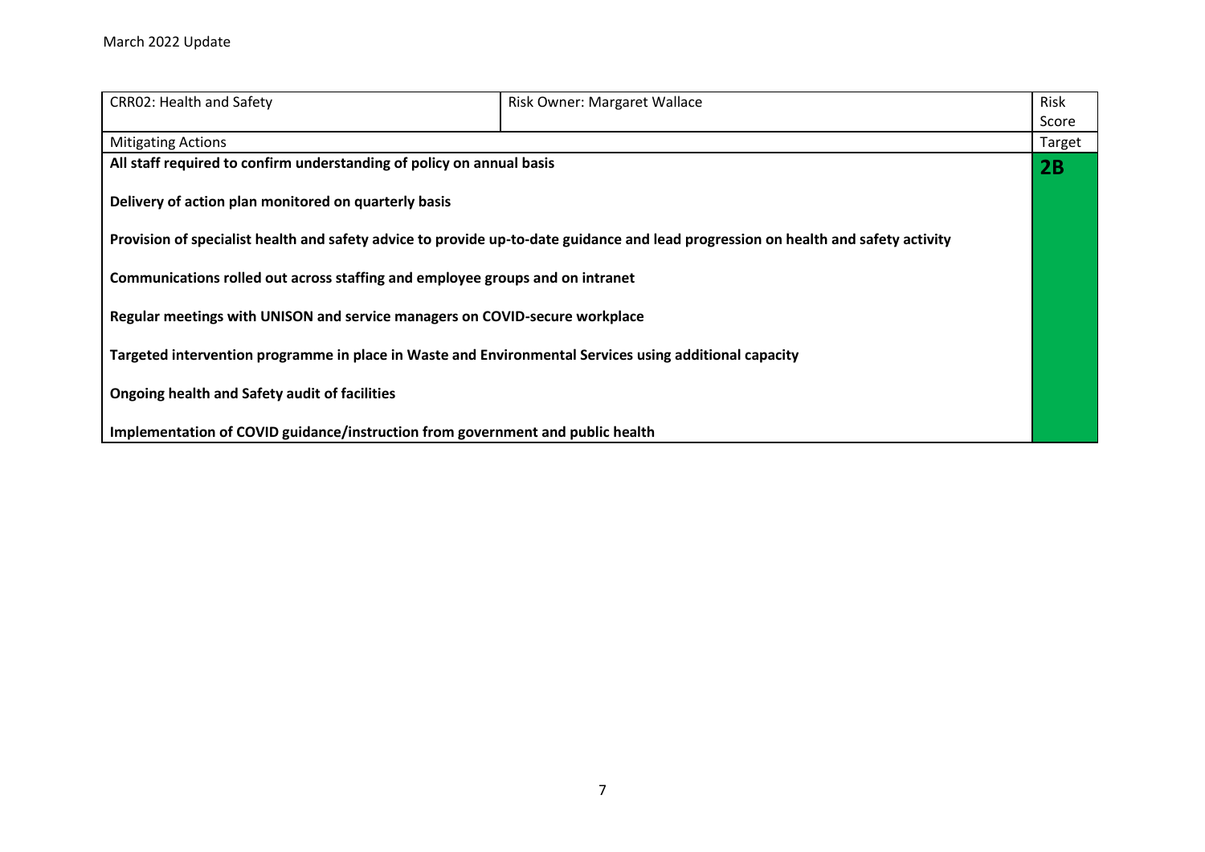March 2022 Update

| CRR02: Health and Safety | Risk Owner: Margaret Wallace | Risk Score |
|---|---|---|
| Mitigating Actions | | Target |
| **All staff required to confirm understanding of policy on annual basis**<br><br>**Delivery of action plan monitored on quarterly basis**<br><br>**Provision of specialist health and safety advice to provide up-to-date guidance and lead progression on health and safety activity**<br><br>**Communications rolled out across staffing and employee groups and on intranet**<br><br>**Regular meetings with UNISON and service managers on COVID-secure workplace**<br><br>**Targeted intervention programme in place in Waste and Environmental Services using additional capacity**<br><br>**Ongoing health and Safety audit of facilities**<br><br>**Implementation of COVID guidance/instruction from government and public health** | | **2B** |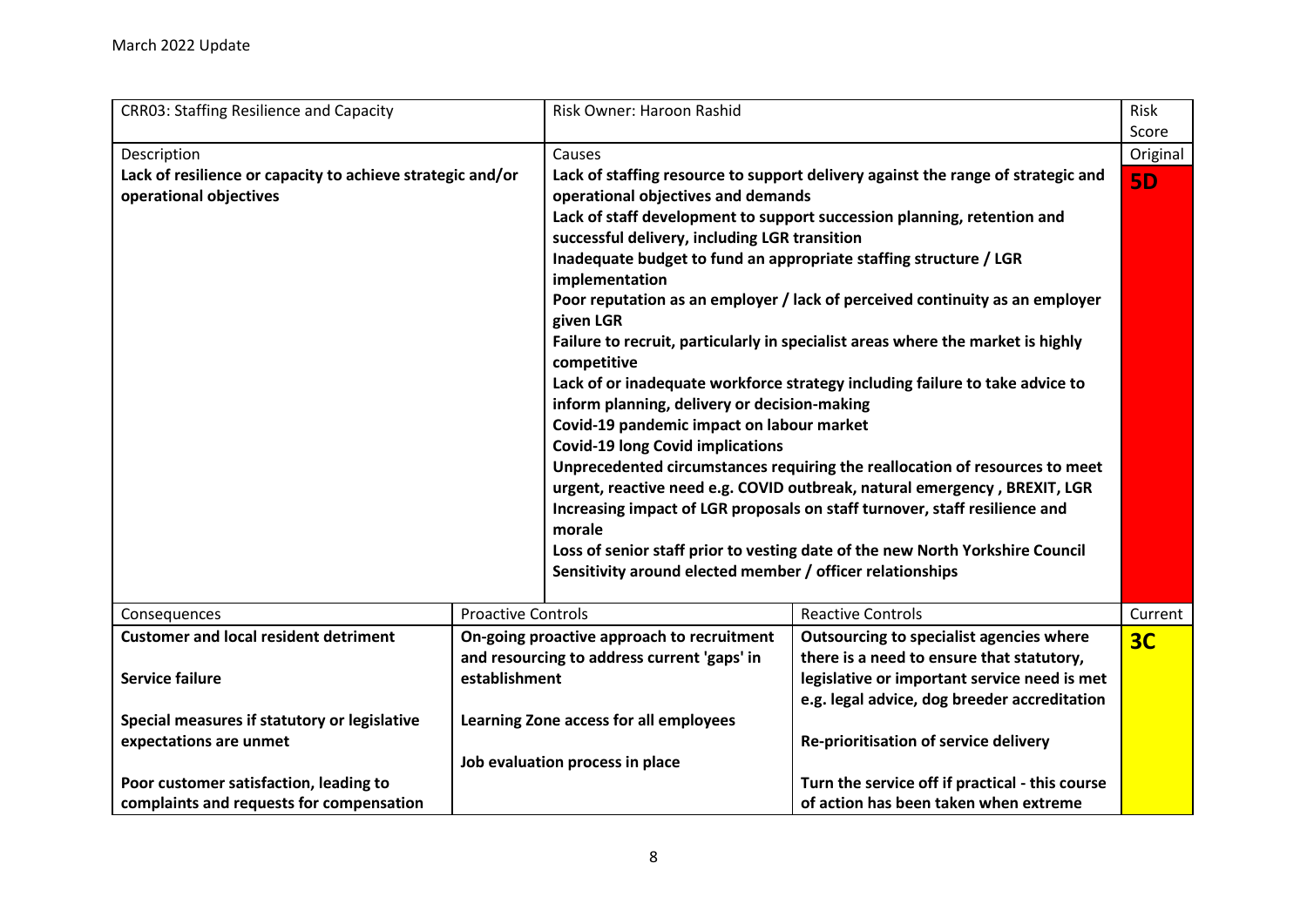March 2022 Update

| CRR03: Staffing Resilience and Capacity | | Risk Owner: Haroon Rashid | | Risk Score |
|---|---|---|---|---|
| Description<br>**Lack of resilience or capacity to achieve strategic and/or operational objectives** | | Causes<br>**Lack of staffing resource to support delivery against the range of strategic and operational objectives and demands**<br>**Lack of staff development to support succession planning, retention and successful delivery, including LGR transition**<br>**Inadequate budget to fund an appropriate staffing structure / LGR implementation**<br>**Poor reputation as an employer / lack of perceived continuity as an employer given LGR**<br>**Failure to recruit, particularly in specialist areas where the market is highly competitive**<br>**Lack of or inadequate workforce strategy including failure to take advice to inform planning, delivery or decision-making**<br>**Covid-19 pandemic impact on labour market**<br>**Covid-19 long Covid implications**<br>**Unprecedented circumstances requiring the reallocation of resources to meet urgent, reactive need e.g. COVID outbreak, natural emergency , BREXIT, LGR**<br>**Increasing impact of LGR proposals on staff turnover, staff resilience and morale**<br>**Loss of senior staff prior to vesting date of the new North Yorkshire Council**<br>**Sensitivity around elected member / officer relationships** | | Original<br>**5D** |
| Consequences | Proactive Controls | | Reactive Controls | Current |
| **Customer and local resident detriment**<br><br>**Service failure**<br><br>**Special measures if statutory or legislative expectations are unmet**<br><br>**Poor customer satisfaction, leading to complaints and requests for compensation** | **On-going proactive approach to recruitment and resourcing to address current 'gaps' in establishment**<br><br>**Learning Zone access for all employees**<br><br>**Job evaluation process in place** | | **Outsourcing to specialist agencies where there is a need to ensure that statutory, legislative or important service need is met e.g. legal advice, dog breeder accreditation**<br><br>**Re-prioritisation of service delivery**<br><br>**Turn the service off if practical - this course of action has been taken when extreme** | **3C** |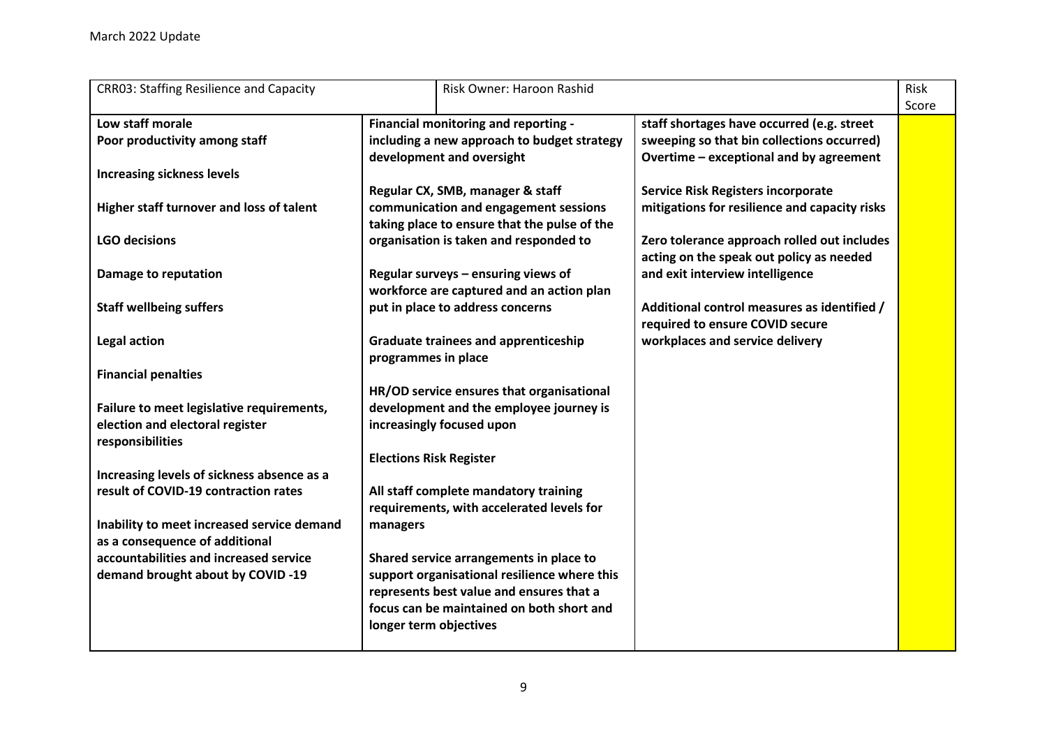March 2022 Update

| CRR03: Staffing Resilience and Capacity | Risk Owner: Haroon Rashid | | Risk Score |
|---|---|---|---|
| **Low staff morale**<br>**Poor productivity among staff**<br><br>**Increasing sickness levels**<br><br>**Higher staff turnover and loss of talent**<br><br>**LGO decisions**<br><br>**Damage to reputation**<br><br>**Staff wellbeing suffers**<br><br>**Legal action**<br><br>**Financial penalties**<br><br>**Failure to meet legislative requirements, election and electoral register responsibilities**<br><br>**Increasing levels of sickness absence as a result of COVID-19 contraction rates**<br><br>**Inability to meet increased service demand as a consequence of additional accountabilities and increased service demand brought about by COVID -19** | **Financial monitoring and reporting - including a new approach to budget strategy development and oversight**<br><br>**Regular CX, SMB, manager & staff communication and engagement sessions taking place to ensure that the pulse of the organisation is taken and responded to**<br><br>**Regular surveys – ensuring views of workforce are captured and an action plan put in place to address concerns**<br><br>**Graduate trainees and apprenticeship programmes in place**<br><br>**HR/OD service ensures that organisational development and the employee journey is increasingly focused upon**<br><br>**Elections Risk Register**<br><br>**All staff complete mandatory training requirements, with accelerated levels for managers**<br><br>**Shared service arrangements in place to support organisational resilience where this represents best value and ensures that a focus can be maintained on both short and longer term objectives** | **staff shortages have occurred (e.g. street sweeping so that bin collections occurred)**<br>**Overtime – exceptional and by agreement**<br><br>**Service Risk Registers incorporate mitigations for resilience and capacity risks**<br><br>**Zero tolerance approach rolled out includes acting on the speak out policy as needed and exit interview intelligence**<br><br>**Additional control measures as identified / required to ensure COVID secure workplaces and service delivery** | |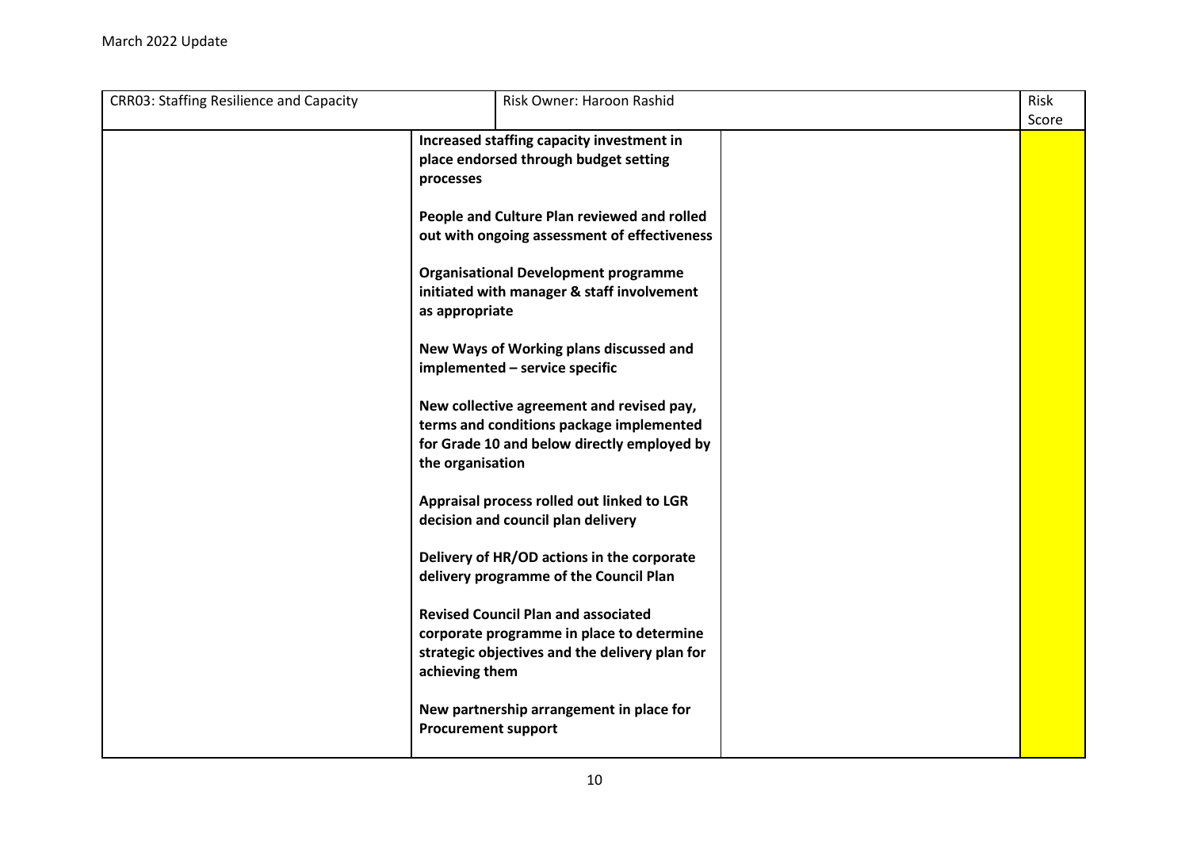March 2022 Update

| CRR03: Staffing Resilience and Capacity | Risk Owner: Haroon Rashid | | Risk Score |
|---|---|---|---|
| | **Increased staffing capacity investment in place endorsed through budget setting processes**<br><br>**People and Culture Plan reviewed and rolled out with ongoing assessment of effectiveness**<br><br>**Organisational Development programme initiated with manager & staff involvement as appropriate**<br><br>**New Ways of Working plans discussed and implemented – service specific**<br><br>**New collective agreement and revised pay, terms and conditions package implemented for Grade 10 and below directly employed by the organisation**<br><br>**Appraisal process rolled out linked to LGR decision and council plan delivery**<br><br>**Delivery of HR/OD actions in the corporate delivery programme of the Council Plan**<br><br>**Revised Council Plan and associated corporate programme in place to determine strategic objectives and the delivery plan for achieving them**<br><br>**New partnership arrangement in place for Procurement support** | | |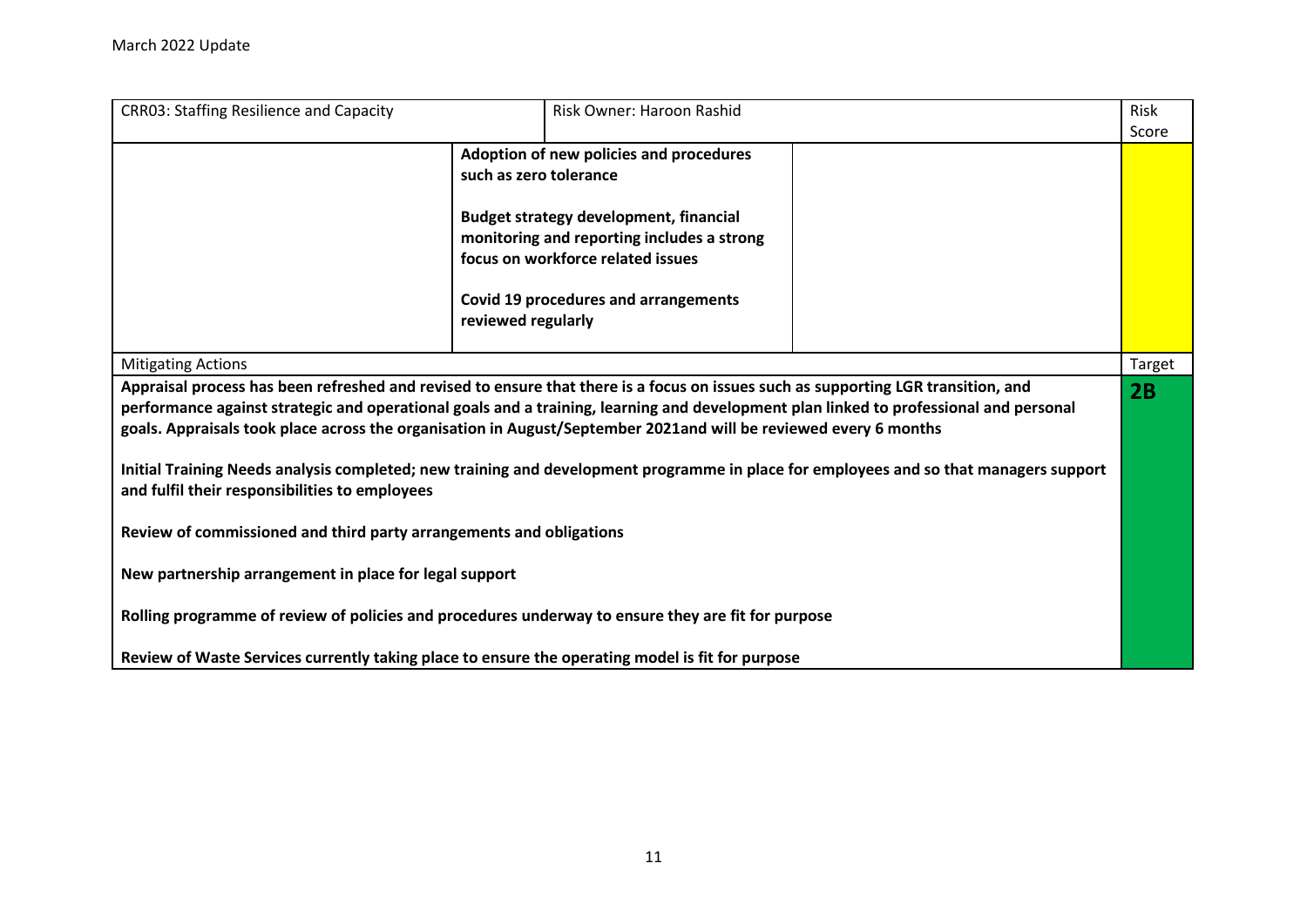March 2022 Update

| CRR03: Staffing Resilience and Capacity | Risk Owner: Haroon Rashid | | Risk Score |
|---|---|---|---|
| | **Adoption of new policies and procedures such as zero tolerance**<br><br>**Budget strategy development, financial monitoring and reporting includes a strong focus on workforce related issues**<br><br>**Covid 19 procedures and arrangements reviewed regularly** | | |
| Mitigating Actions | | | Target |
| **Appraisal process has been refreshed and revised to ensure that there is a focus on issues such as supporting LGR transition, and performance against strategic and operational goals and a training, learning and development plan linked to professional and personal goals. Appraisals took place across the organisation in August/September 2021and will be reviewed every 6 months**<br><br>**Initial Training Needs analysis completed; new training and development programme in place for employees and so that managers support and fulfil their responsibilities to employees**<br><br>**Review of commissioned and third party arrangements and obligations**<br><br>**New partnership arrangement in place for legal support**<br><br>**Rolling programme of review of policies and procedures underway to ensure they are fit for purpose**<br><br>**Review of Waste Services currently taking place to ensure the operating model is fit for purpose** | | | **2B** |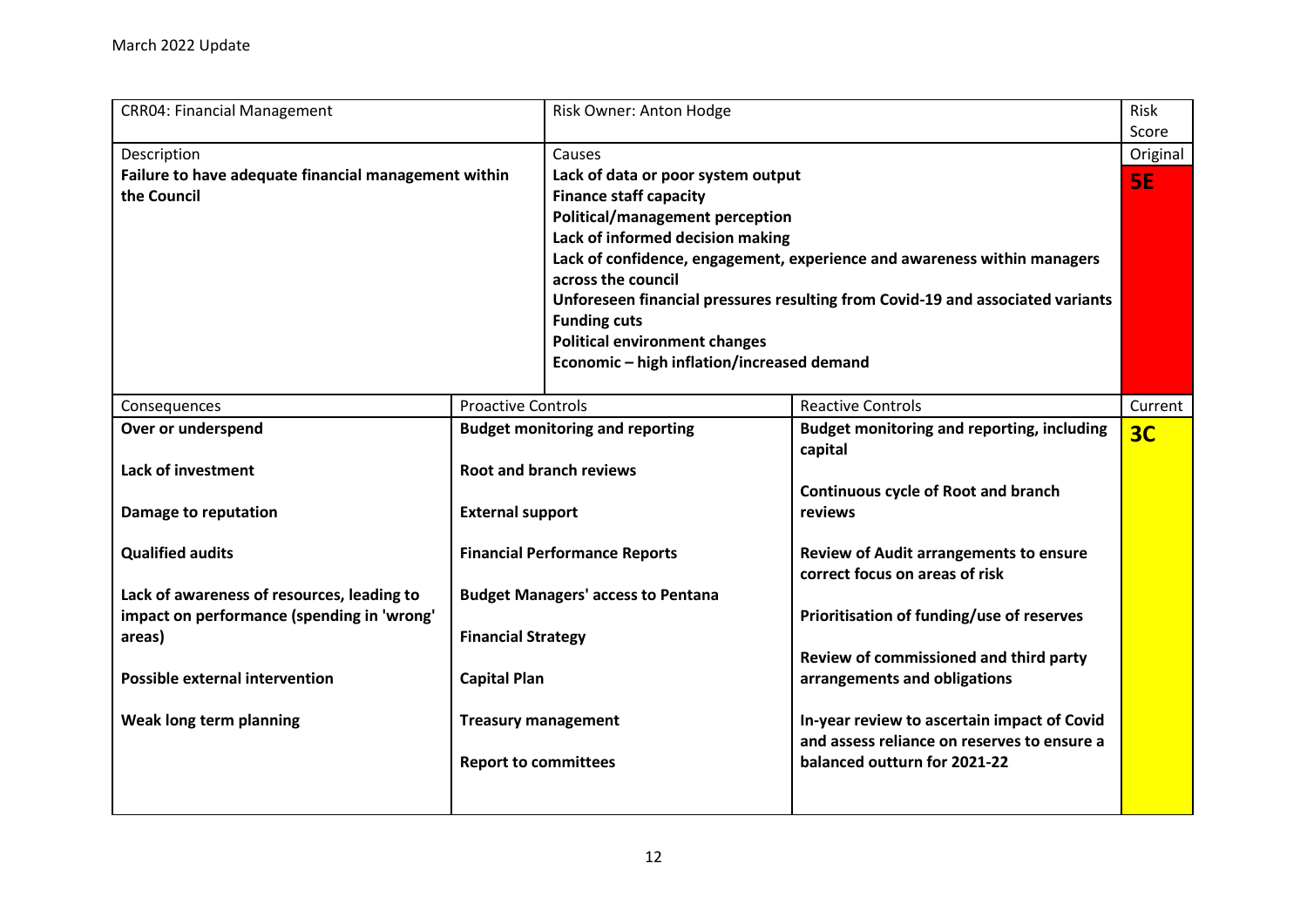March 2022 Update

| CRR04: Financial Management | | Risk Owner: Anton Hodge | | Risk Score |
|---|---|---|---|---|
| Description<br>**Failure to have adequate financial management within the Council** | | Causes<br>**Lack of data or poor system output**<br>**Finance staff capacity**<br>**Political/management perception**<br>**Lack of informed decision making**<br>**Lack of confidence, engagement, experience and awareness within managers across the council**<br>**Unforeseen financial pressures resulting from Covid-19 and associated variants**<br>**Funding cuts**<br>**Political environment changes**<br>**Economic – high inflation/increased demand** | | Original<br>**5E** |
| Consequences | Proactive Controls | | Reactive Controls | Current |
| **Over or underspend**<br><br>**Lack of investment**<br><br>**Damage to reputation**<br><br>**Qualified audits**<br><br>**Lack of awareness of resources, leading to impact on performance (spending in 'wrong' areas)**<br><br>**Possible external intervention**<br><br>**Weak long term planning** | **Budget monitoring and reporting**<br><br>**Root and branch reviews**<br><br>**External support**<br><br>**Financial Performance Reports**<br><br>**Budget Managers' access to Pentana**<br><br>**Financial Strategy**<br><br>**Capital Plan**<br><br>**Treasury management**<br><br>**Report to committees** | | **Budget monitoring and reporting, including capital**<br><br>**Continuous cycle of Root and branch reviews**<br><br>**Review of Audit arrangements to ensure correct focus on areas of risk**<br><br>**Prioritisation of funding/use of reserves**<br><br>**Review of commissioned and third party arrangements and obligations**<br><br>**In-year review to ascertain impact of Covid and assess reliance on reserves to ensure a balanced outturn for 2021-22** | **3C** |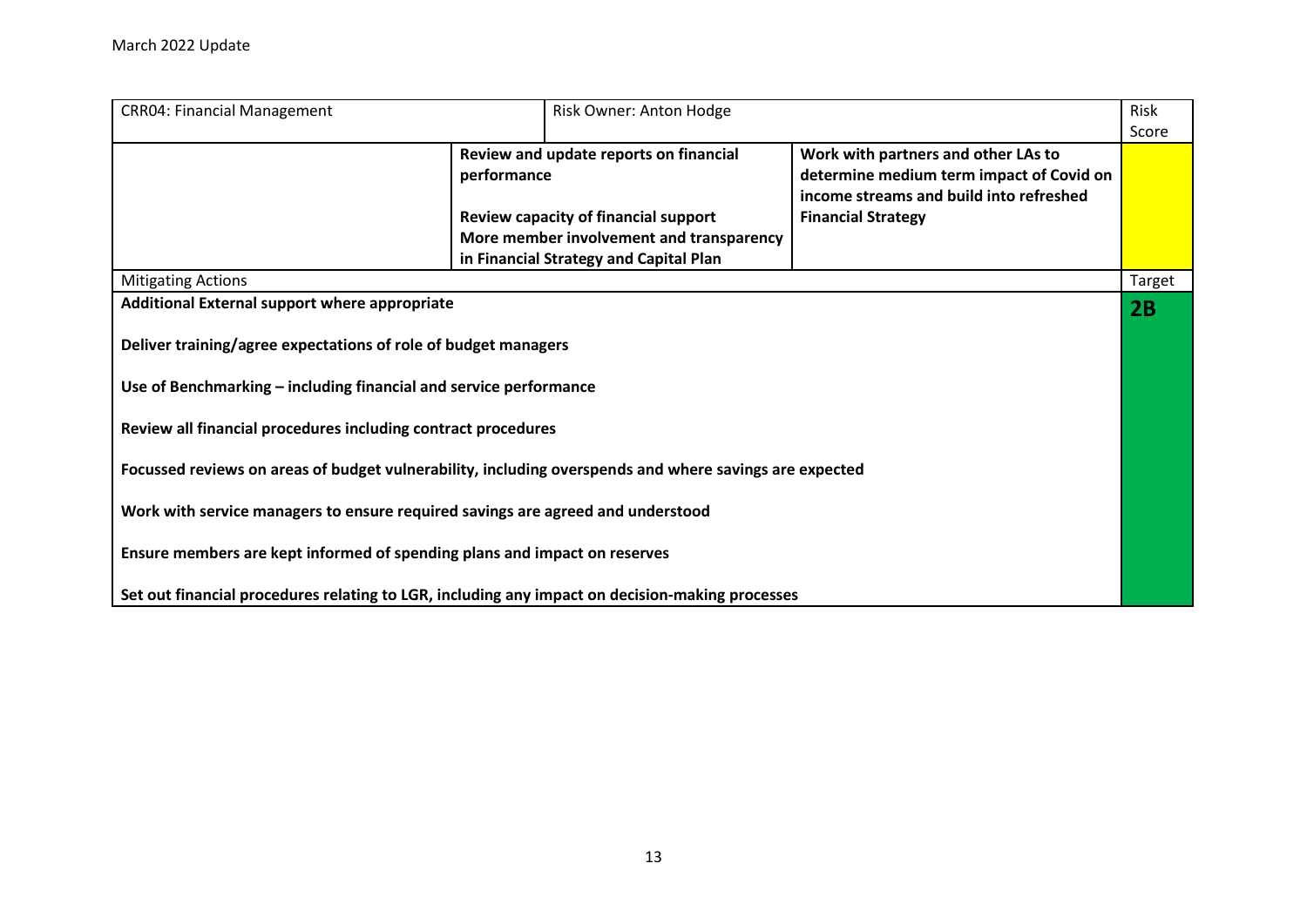March 2022 Update

| CRR04: Financial Management | | Risk Owner: Anton Hodge | | Risk Score |
|---|---|---|---|---|
| | **Review and update reports on financial performance**<br><br>**Review capacity of financial support**<br>**More member involvement and transparency in Financial Strategy and Capital Plan** | | **Work with partners and other LAs to determine medium term impact of Covid on income streams and build into refreshed Financial Strategy** | |
| Mitigating Actions | | | | Target |
| **Additional External support where appropriate**<br><br>**Deliver training/agree expectations of role of budget managers**<br><br>**Use of Benchmarking – including financial and service performance**<br><br>**Review all financial procedures including contract procedures**<br><br>**Focussed reviews on areas of budget vulnerability, including overspends and where savings are expected**<br><br>**Work with service managers to ensure required savings are agreed and understood**<br><br>**Ensure members are kept informed of spending plans and impact on reserves**<br><br>**Set out financial procedures relating to LGR, including any impact on decision-making processes** | | | | **2B** |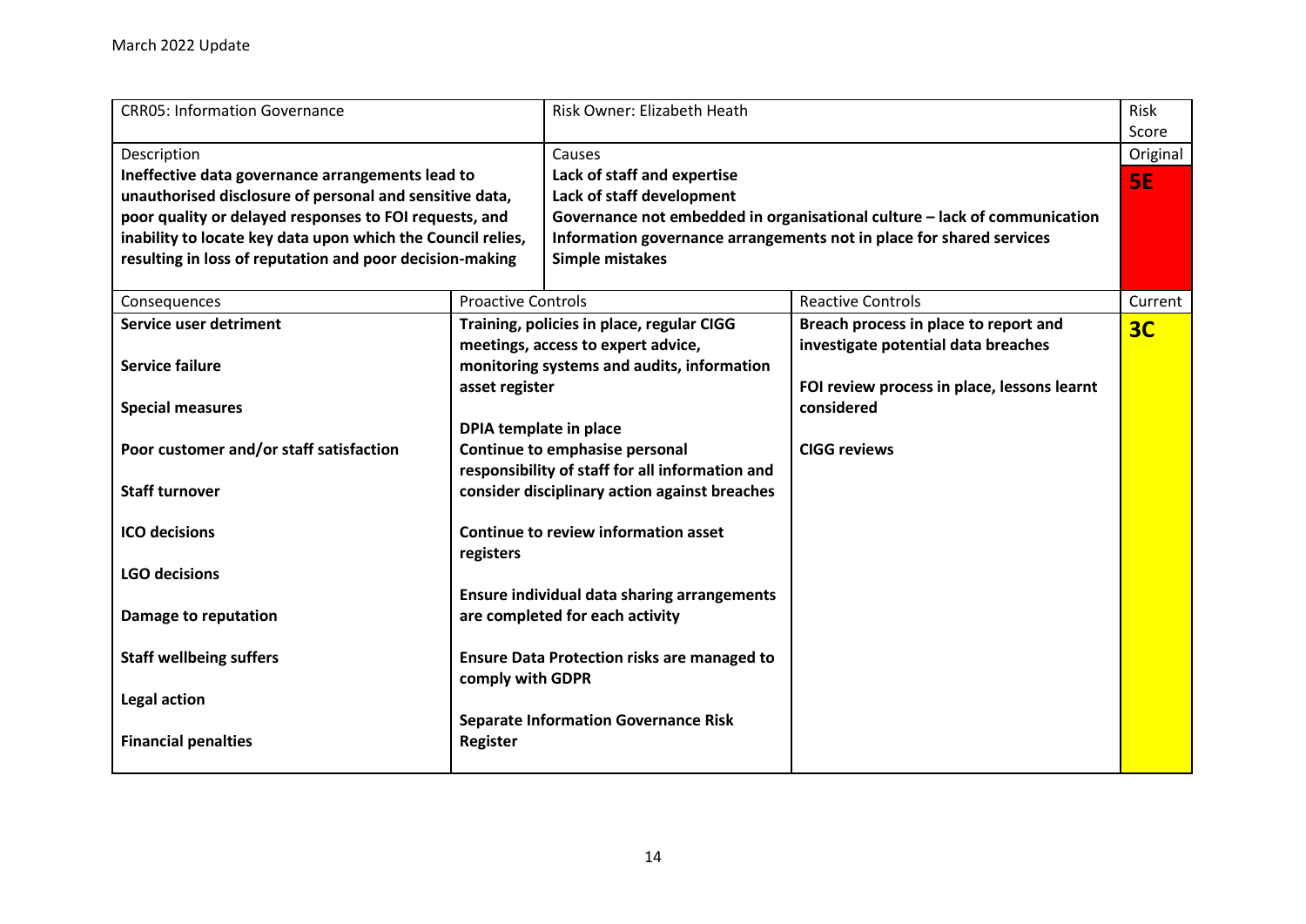March 2022 Update

| CRR05: Information Governance | | Risk Owner: Elizabeth Heath | | Risk Score |
|---|---|---|---|---|
| Description<br>**Ineffective data governance arrangements lead to unauthorised disclosure of personal and sensitive data, poor quality or delayed responses to FOI requests, and inability to locate key data upon which the Council relies, resulting in loss of reputation and poor decision-making** | | Causes<br>**Lack of staff and expertise**<br>**Lack of staff development**<br>**Governance not embedded in organisational culture – lack of communication**<br>**Information governance arrangements not in place for shared services**<br>**Simple mistakes** | | Original<br>**5E** |
| Consequences | Proactive Controls | | Reactive Controls | Current |
| **Service user detriment**<br><br>**Service failure**<br><br>**Special measures**<br><br>**Poor customer and/or staff satisfaction**<br><br>**Staff turnover**<br><br>**ICO decisions**<br><br>**LGO decisions**<br><br>**Damage to reputation**<br><br>**Staff wellbeing suffers**<br><br>**Legal action**<br><br>**Financial penalties** | **Training, policies in place, regular CIGG meetings, access to expert advice, monitoring systems and audits, information asset register**<br><br>**DPIA template in place**<br>**Continue to emphasise personal responsibility of staff for all information and consider disciplinary action against breaches**<br><br>**Continue to review information asset registers**<br><br>**Ensure individual data sharing arrangements are completed for each activity**<br><br>**Ensure Data Protection risks are managed to comply with GDPR**<br><br>**Separate Information Governance Risk Register** | | **Breach process in place to report and investigate potential data breaches**<br><br>**FOI review process in place, lessons learnt considered**<br><br>**CIGG reviews** | **3C** |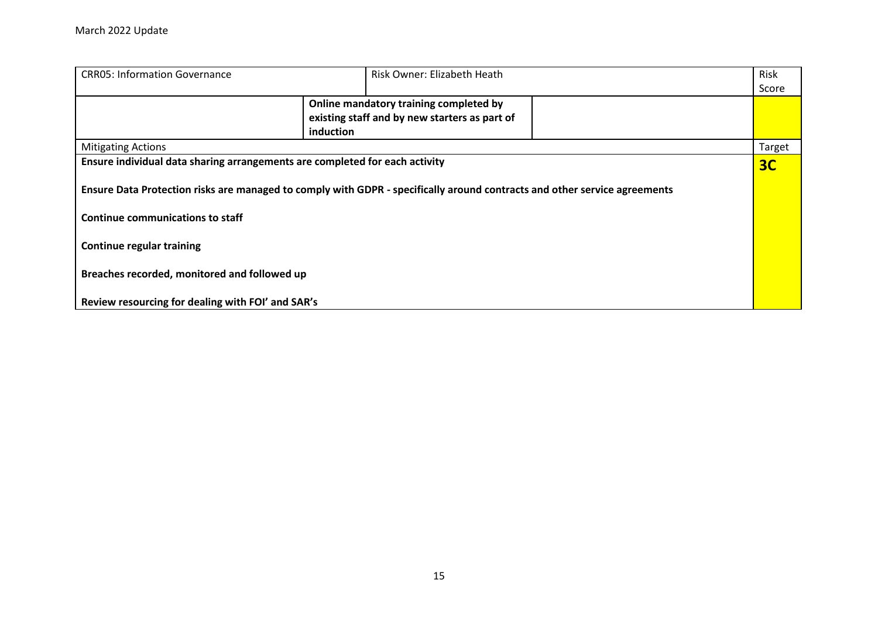March 2022 Update

| CRR05: Information Governance | | Risk Owner: Elizabeth Heath | | Risk Score |
|---|---|---|---|---|
| | **Online mandatory training completed by existing staff and by new starters as part of induction** | | | |
| Mitigating Actions | | | | Target |
| **Ensure individual data sharing arrangements are completed for each activity**<br><br>**Ensure Data Protection risks are managed to comply with GDPR - specifically around contracts and other service agreements**<br><br>**Continue communications to staff**<br><br>**Continue regular training**<br><br>**Breaches recorded, monitored and followed up**<br><br>**Review resourcing for dealing with FOI' and SAR's** | | | | **3C** |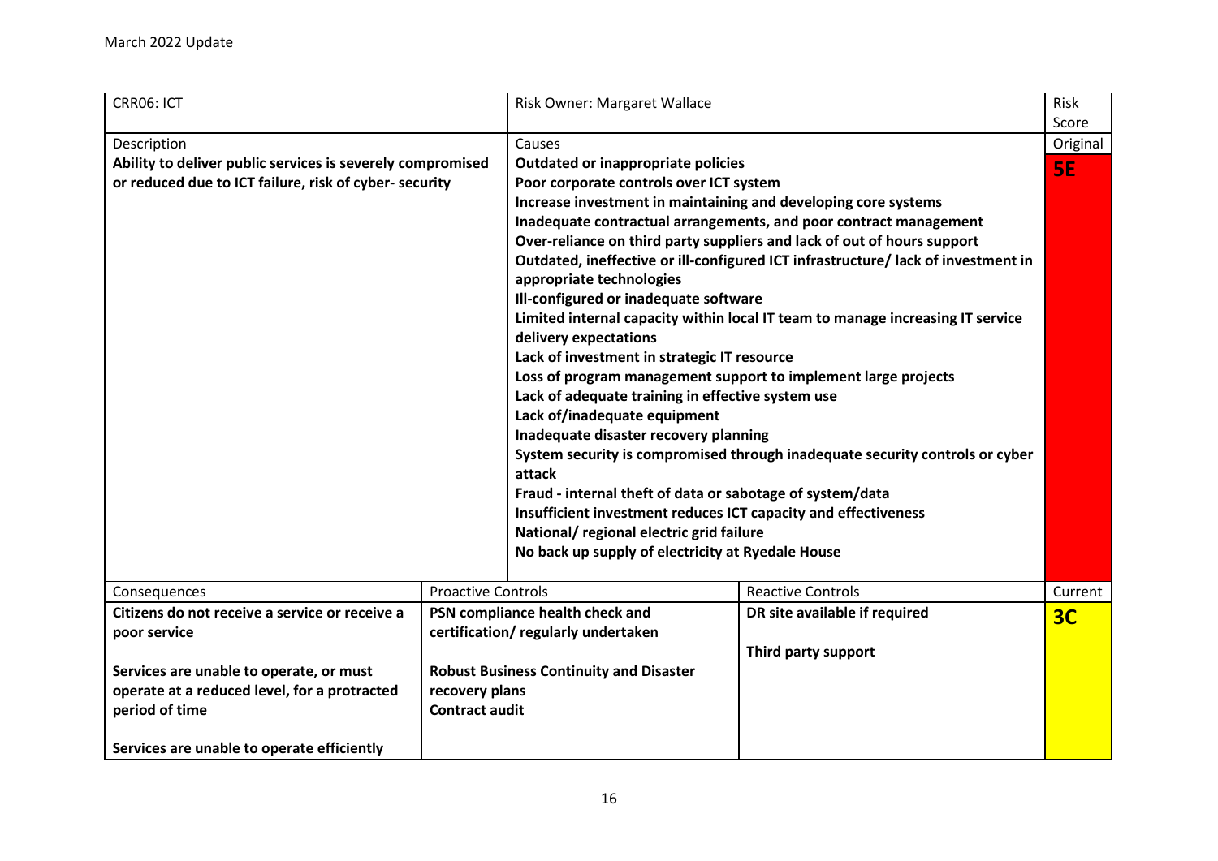| CRR06: ICT | | Risk Owner: Margaret Wallace | | Risk Score |
|---|---|---|---|---|
| Description | | Causes | | Original |
| **Ability to deliver public services is severely compromised or reduced due to ICT failure, risk of cyber- security** | | **Outdated or inappropriate policies**<br>**Poor corporate controls over ICT system**<br>**Increase investment in maintaining and developing core systems**<br>**Inadequate contractual arrangements, and poor contract management**<br>**Over-reliance on third party suppliers and lack of out of hours support**<br>**Outdated, ineffective or ill-configured ICT infrastructure/ lack of investment in appropriate technologies**<br>**Ill-configured or inadequate software**<br>**Limited internal capacity within local IT team to manage increasing IT service delivery expectations**<br>**Lack of investment in strategic IT resource**<br>**Loss of program management support to implement large projects**<br>**Lack of adequate training in effective system use**<br>**Lack of/inadequate equipment**<br>**Inadequate disaster recovery planning**<br>**System security is compromised through inadequate security controls or cyber attack**<br>**Fraud - internal theft of data or sabotage of system/data**<br>**Insufficient investment reduces ICT capacity and effectiveness**<br>**National/ regional electric grid failure**<br>**No back up supply of electricity at Ryedale House** | | **5E** |
| Consequences | Proactive Controls | | Reactive Controls | Current |
| **Citizens do not receive a service or receive a poor service**<br><br>**Services are unable to operate, or must operate at a reduced level, for a protracted period of time**<br><br>**Services are unable to operate efficiently** | **PSN compliance health check and certification/ regularly undertaken**<br><br>**Robust Business Continuity and Disaster recovery plans**<br>**Contract audit** | | **DR site available if required**<br><br>**Third party support** | **3C** |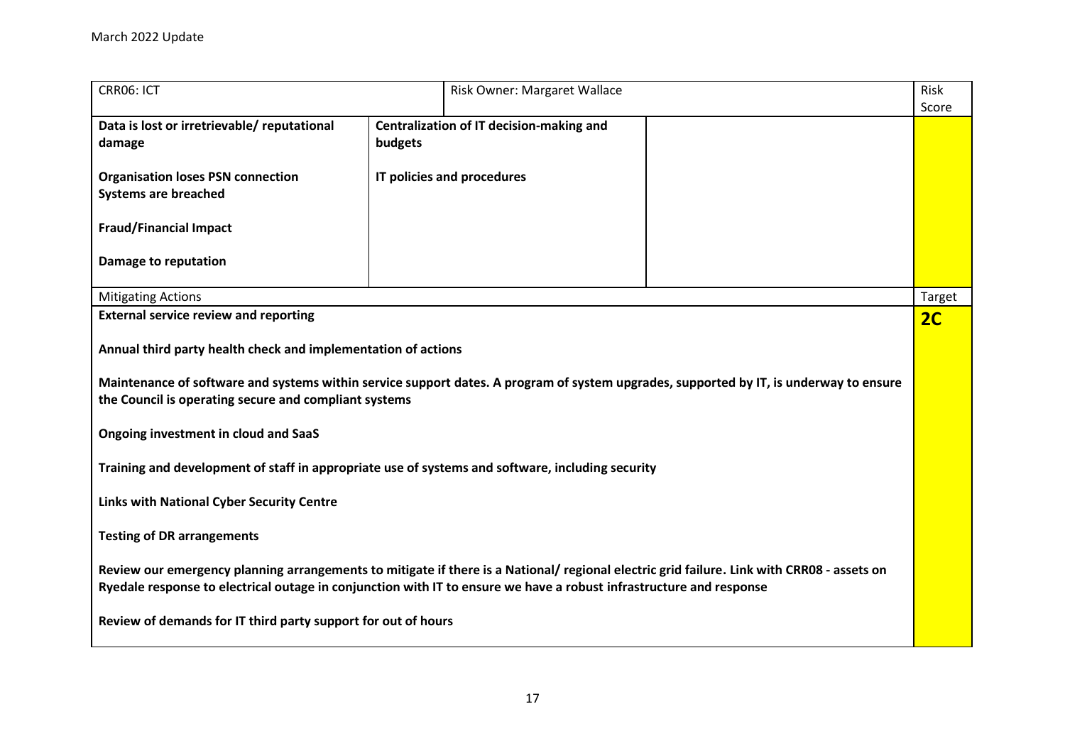March 2022 Update

| CRR06: ICT | | Risk Owner: Margaret Wallace | | Risk Score |
|---|---|---|---|---|
| **Data is lost or irretrievable/ reputational damage**<br><br>**Organisation loses PSN connection**<br>**Systems are breached**<br><br>**Fraud/Financial Impact**<br><br>**Damage to reputation** | **Centralization of IT decision-making and budgets**<br><br>**IT policies and procedures** | | | |
| Mitigating Actions | | | | Target |
| **External service review and reporting**<br><br>**Annual third party health check and implementation of actions**<br><br>**Maintenance of software and systems within service support dates. A program of system upgrades, supported by IT, is underway to ensure the Council is operating secure and compliant systems**<br><br>**Ongoing investment in cloud and SaaS**<br><br>**Training and development of staff in appropriate use of systems and software, including security**<br><br>**Links with National Cyber Security Centre**<br><br>**Testing of DR arrangements**<br><br>**Review our emergency planning arrangements to mitigate if there is a National/ regional electric grid failure. Link with CRR08 - assets on Ryedale response to electrical outage in conjunction with IT to ensure we have a robust infrastructure and response**<br><br>**Review of demands for IT third party support for out of hours** | | | | **2C** |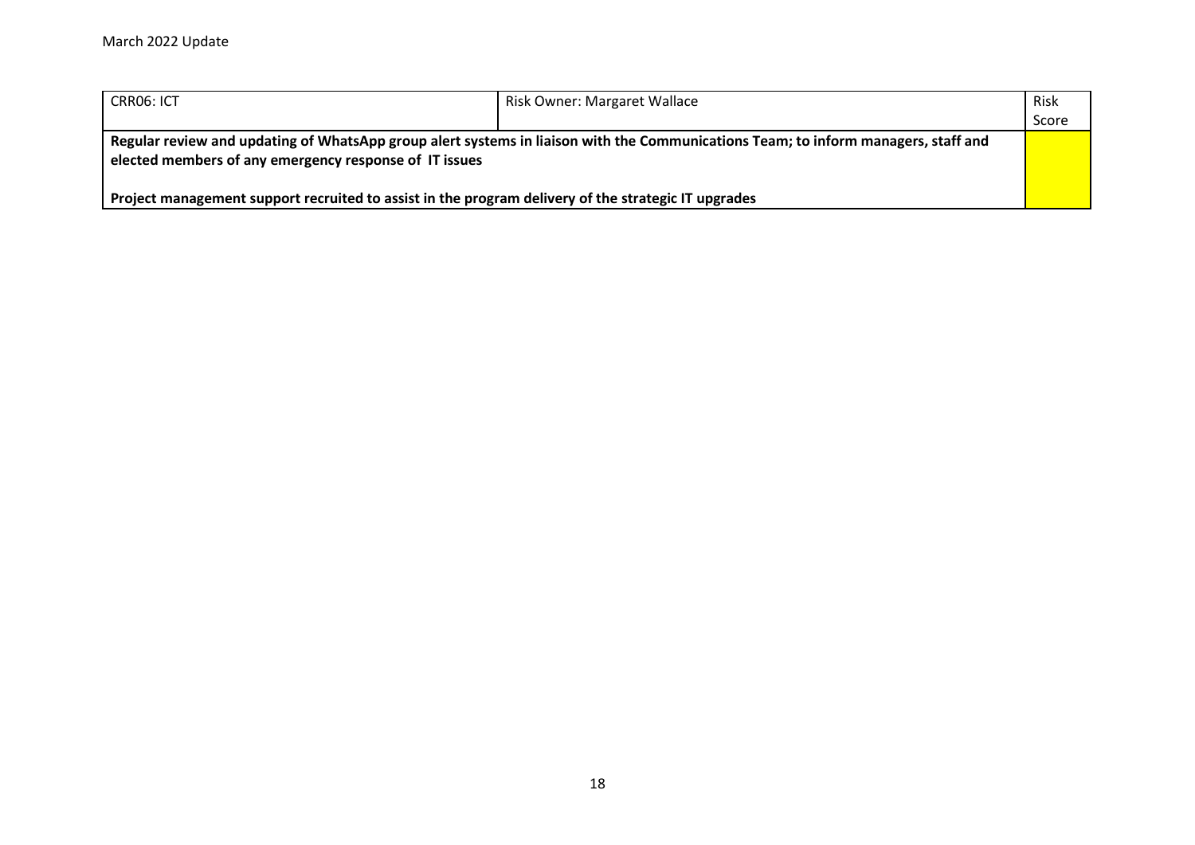| CRR06: ICT | Risk Owner: Margaret Wallace | Risk Score |
|---|---|---|
| **Regular review and updating of WhatsApp group alert systems in liaison with the Communications Team; to inform managers, staff and elected members of any emergency response of IT issues**<br><br>**Project management support recruited to assist in the program delivery of the strategic IT upgrades** | | |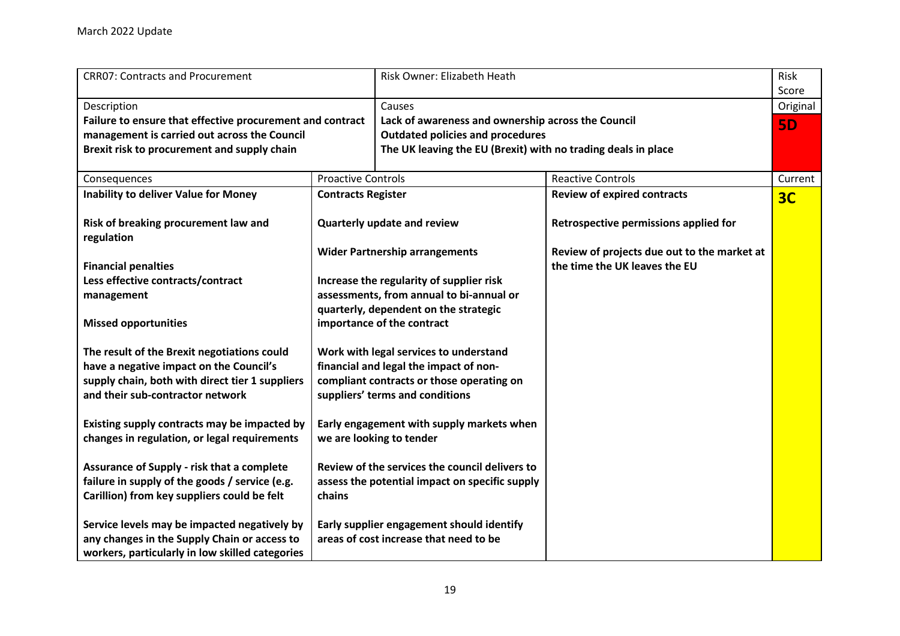March 2022 Update

| CRR07: Contracts and Procurement | | Risk Owner: Elizabeth Heath | Risk Score |
|---|---|---|---|
| Description<br>**Failure to ensure that effective procurement and contract management is carried out across the Council**<br>**Brexit risk to procurement and supply chain** | | Causes<br>**Lack of awareness and ownership across the Council**<br>**Outdated policies and procedures**<br>**The UK leaving the EU (Brexit) with no trading deals in place** | Original<br>**5D** |
| Consequences | Proactive Controls | Reactive Controls | Current |
| **Inability to deliver Value for Money**<br><br>**Risk of breaking procurement law and regulation**<br><br>**Financial penalties**<br>**Less effective contracts/contract management**<br><br>**Missed opportunities**<br><br>**The result of the Brexit negotiations could have a negative impact on the Council's supply chain, both with direct tier 1 suppliers and their sub-contractor network**<br><br>**Existing supply contracts may be impacted by changes in regulation, or legal requirements**<br><br>**Assurance of Supply - risk that a complete failure in supply of the goods / service (e.g. Carillion) from key suppliers could be felt**<br><br>**Service levels may be impacted negatively by any changes in the Supply Chain or access to workers, particularly in low skilled categories** | **Contracts Register**<br><br>**Quarterly update and review**<br><br>**Wider Partnership arrangements**<br><br>**Increase the regularity of supplier risk assessments, from annual to bi-annual or quarterly, dependent on the strategic importance of the contract**<br><br>**Work with legal services to understand financial and legal the impact of non-compliant contracts or those operating on suppliers' terms and conditions**<br><br>**Early engagement with supply markets when we are looking to tender**<br><br>**Review of the services the council delivers to assess the potential impact on specific supply chains**<br><br>**Early supplier engagement should identify areas of cost increase that need to be** | **Review of expired contracts**<br><br>**Retrospective permissions applied for**<br><br>**Review of projects due out to the market at the time the UK leaves the EU** | **3C** |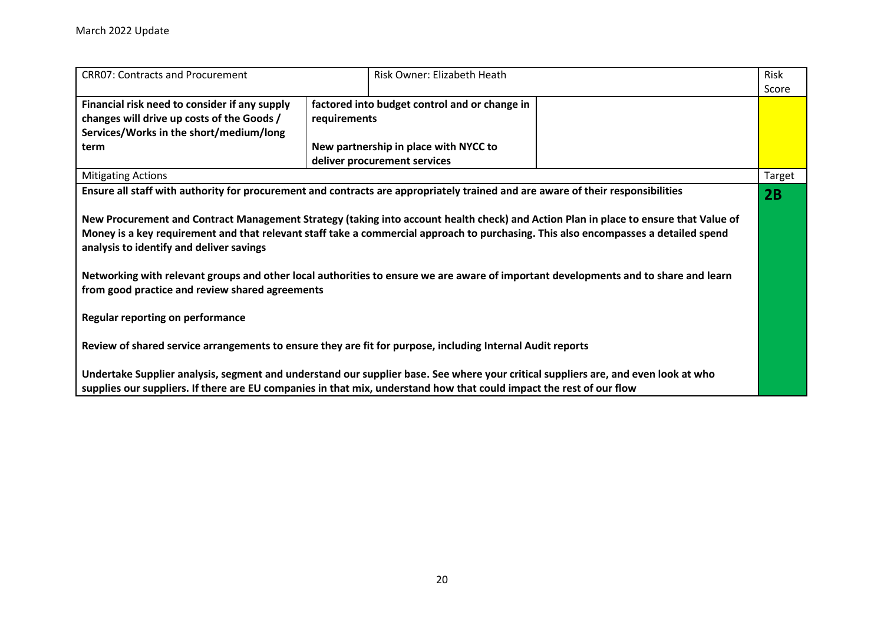| CRR07: Contracts and Procurement | | Risk Owner: Elizabeth Heath | | Risk Score |
|---|---|---|---|---|
| **Financial risk need to consider if any supply changes will drive up costs of the Goods / Services/Works in the short/medium/long term** | **factored into budget control and or change in requirements**<br><br>**New partnership in place with NYCC to deliver procurement services** | | | |
| Mitigating Actions | | | | Target |
| **Ensure all staff with authority for procurement and contracts are appropriately trained and are aware of their responsibilities**<br><br>**New Procurement and Contract Management Strategy (taking into account health check) and Action Plan in place to ensure that Value of Money is a key requirement and that relevant staff take a commercial approach to purchasing. This also encompasses a detailed spend analysis to identify and deliver savings**<br><br>**Networking with relevant groups and other local authorities to ensure we are aware of important developments and to share and learn from good practice and review shared agreements**<br><br>**Regular reporting on performance**<br><br>**Review of shared service arrangements to ensure they are fit for purpose, including Internal Audit reports**<br><br>**Undertake Supplier analysis, segment and understand our supplier base. See where your critical suppliers are, and even look at who supplies our suppliers. If there are EU companies in that mix, understand how that could impact the rest of our flow** | | | | **2B** |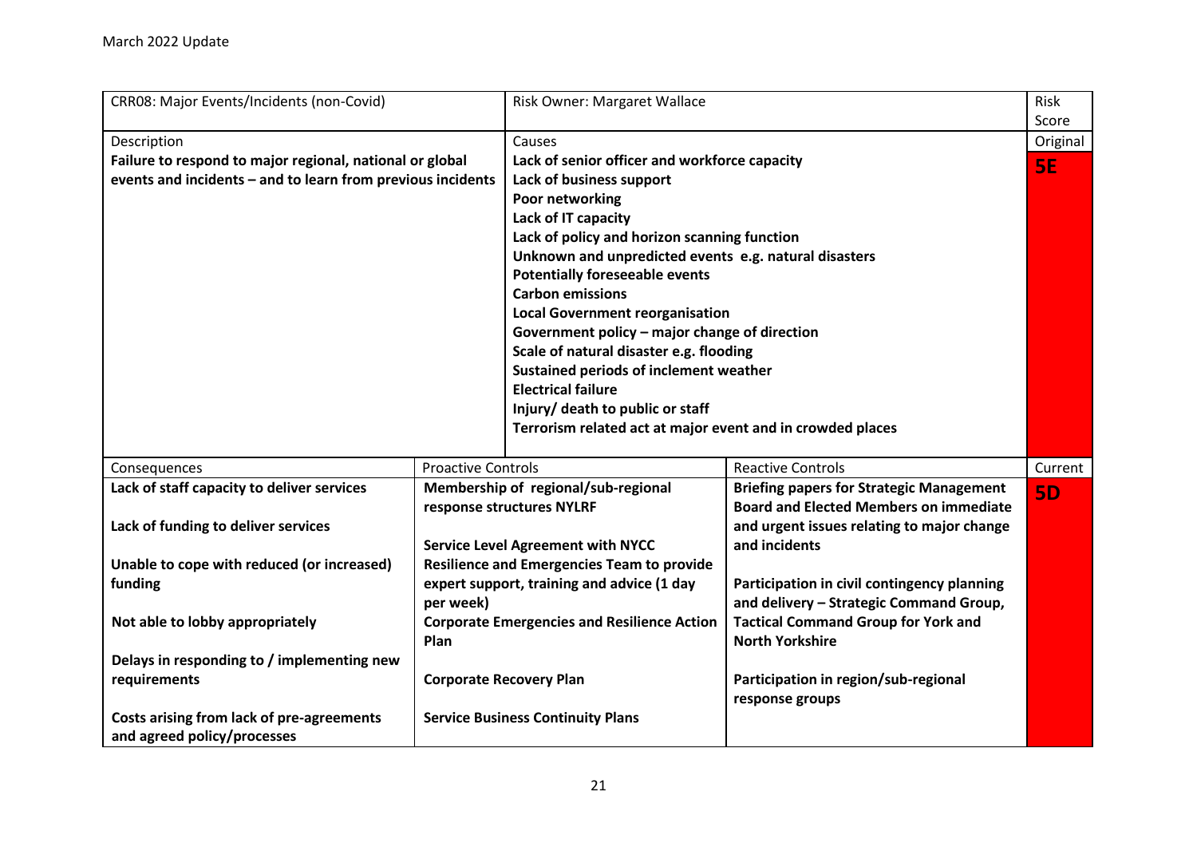March 2022 Update

| CRR08: Major Events/Incidents (non-Covid) | | Risk Owner: Margaret Wallace | | Risk Score |
|---|---|---|---|---|
| Description<br>**Failure to respond to major regional, national or global events and incidents – and to learn from previous incidents** | | Causes<br>**Lack of senior officer and workforce capacity**<br>**Lack of business support**<br>**Poor networking**<br>**Lack of IT capacity**<br>**Lack of policy and horizon scanning function**<br>**Unknown and unpredicted events e.g. natural disasters**<br>**Potentially foreseeable events**<br>**Carbon emissions**<br>**Local Government reorganisation**<br>**Government policy – major change of direction**<br>**Scale of natural disaster e.g. flooding**<br>**Sustained periods of inclement weather**<br>**Electrical failure**<br>**Injury/ death to public or staff**<br>**Terrorism related act at major event and in crowded places** | | Original<br>**5E** |
| Consequences | Proactive Controls | | Reactive Controls | Current |
| **Lack of staff capacity to deliver services**<br><br>**Lack of funding to deliver services**<br><br>**Unable to cope with reduced (or increased) funding**<br><br>**Not able to lobby appropriately**<br><br>**Delays in responding to / implementing new requirements**<br><br>**Costs arising from lack of pre-agreements and agreed policy/processes** | **Membership of regional/sub-regional response structures NYLRF**<br><br>**Service Level Agreement with NYCC Resilience and Emergencies Team to provide expert support, training and advice (1 day per week)**<br>**Corporate Emergencies and Resilience Action Plan**<br><br>**Corporate Recovery Plan**<br><br>**Service Business Continuity Plans** | | **Briefing papers for Strategic Management Board and Elected Members on immediate and urgent issues relating to major change and incidents**<br><br>**Participation in civil contingency planning and delivery – Strategic Command Group, Tactical Command Group for York and North Yorkshire**<br><br>**Participation in region/sub-regional response groups** | **5D** |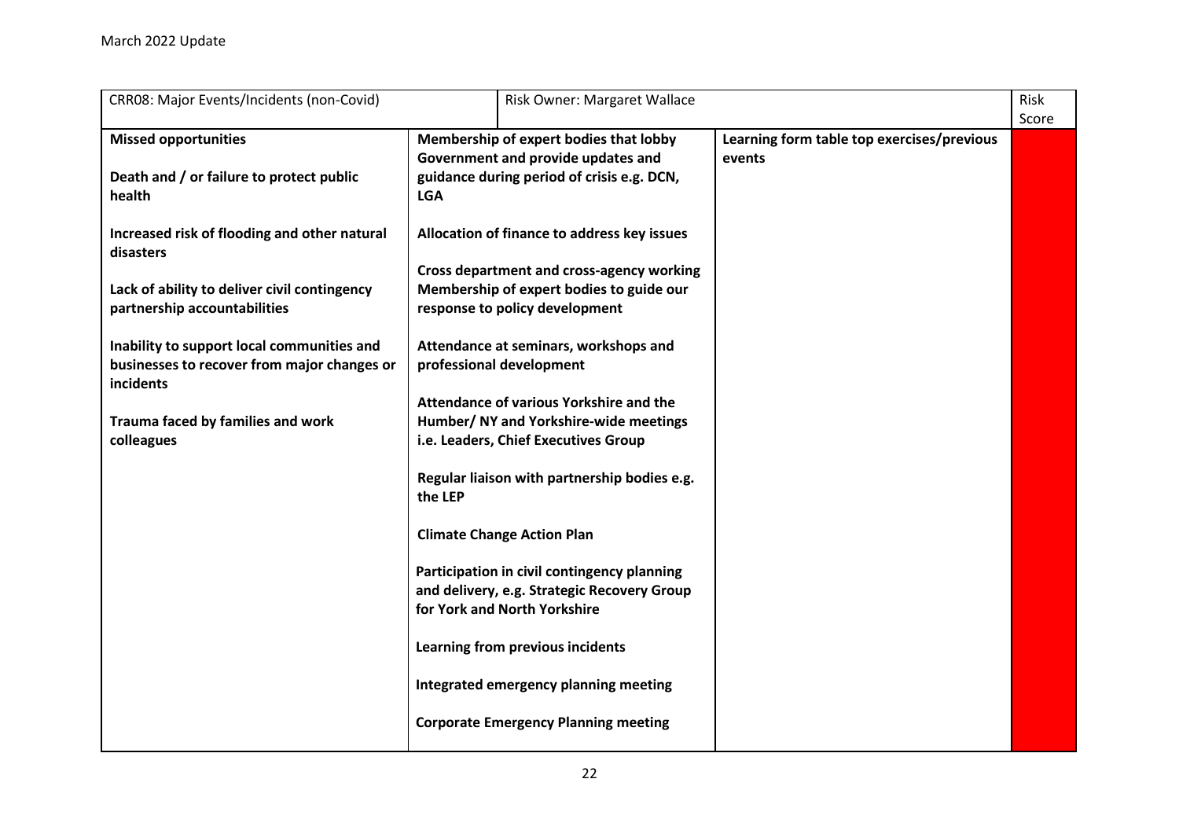| CRR08: Major Events/Incidents (non-Covid) | Risk Owner: Margaret Wallace | | Risk Score |
|---|---|---|---|
| **Missed opportunities**<br><br>**Death and / or failure to protect public health**<br><br>**Increased risk of flooding and other natural disasters**<br><br>**Lack of ability to deliver civil contingency partnership accountabilities**<br><br>**Inability to support local communities and businesses to recover from major changes or incidents**<br><br>**Trauma faced by families and work colleagues** | **Membership of expert bodies that lobby Government and provide updates and guidance during period of crisis e.g. DCN, LGA**<br><br>**Allocation of finance to address key issues**<br><br>**Cross department and cross-agency working**<br>**Membership of expert bodies to guide our response to policy development**<br><br>**Attendance at seminars, workshops and professional development**<br><br>**Attendance of various Yorkshire and the Humber/ NY and Yorkshire-wide meetings i.e. Leaders, Chief Executives Group**<br><br>**Regular liaison with partnership bodies e.g. the LEP**<br><br>**Climate Change Action Plan**<br><br>**Participation in civil contingency planning and delivery, e.g. Strategic Recovery Group for York and North Yorkshire**<br><br>**Learning from previous incidents**<br><br>**Integrated emergency planning meeting**<br><br>**Corporate Emergency Planning meeting** | **Learning form table top exercises/previous events** | |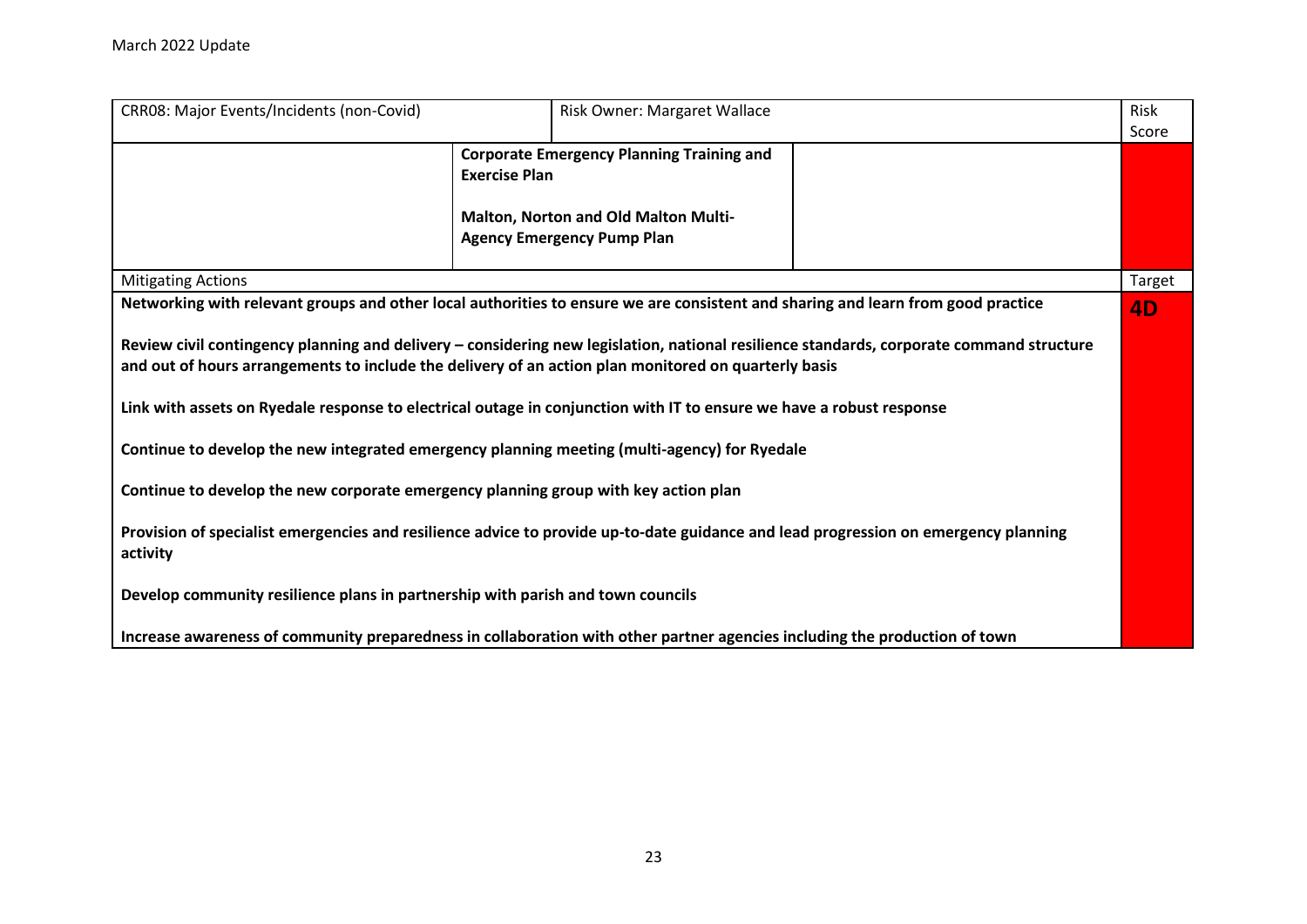March 2022 Update

| CRR08: Major Events/Incidents (non-Covid) | Risk Owner: Margaret Wallace | | Risk Score |
|---|---|---|---|
| | **Corporate Emergency Planning Training and Exercise Plan**<br><br>**Malton, Norton and Old Malton Multi-Agency Emergency Pump Plan** | | |
| Mitigating Actions | | | Target |
| **Networking with relevant groups and other local authorities to ensure we are consistent and sharing and learn from good practice**<br><br>**Review civil contingency planning and delivery – considering new legislation, national resilience standards, corporate command structure and out of hours arrangements to include the delivery of an action plan monitored on quarterly basis**<br><br>**Link with assets on Ryedale response to electrical outage in conjunction with IT to ensure we have a robust response**<br><br>**Continue to develop the new integrated emergency planning meeting (multi-agency) for Ryedale**<br><br>**Continue to develop the new corporate emergency planning group with key action plan**<br><br>**Provision of specialist emergencies and resilience advice to provide up-to-date guidance and lead progression on emergency planning activity**<br><br>**Develop community resilience plans in partnership with parish and town councils**<br><br>**Increase awareness of community preparedness in collaboration with other partner agencies including the production of town** | | | **4D** |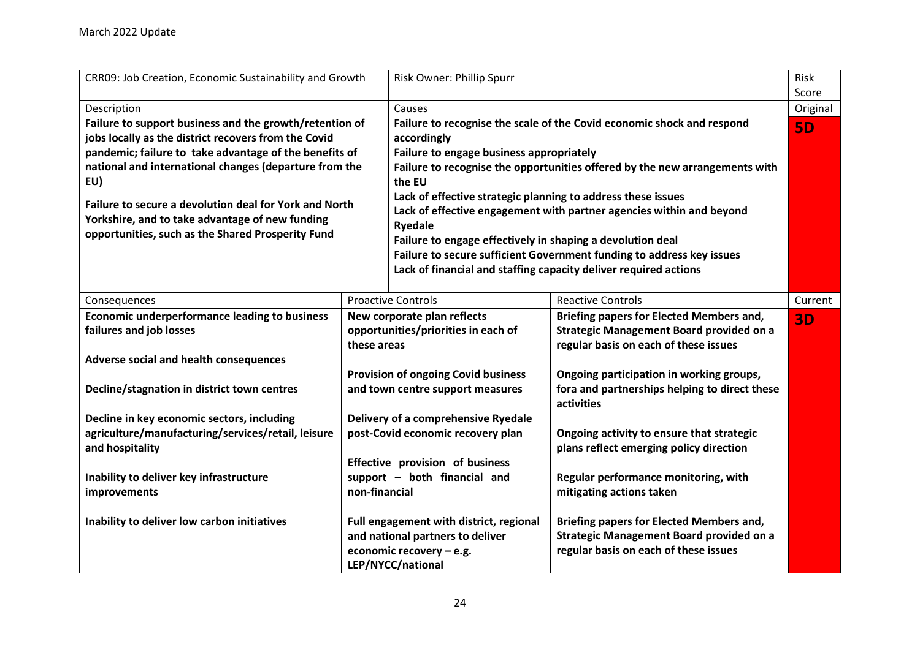March 2022 Update

| CRR09: Job Creation, Economic Sustainability and Growth | Risk Owner: Phillip Spurr | | Risk Score |
|---|---|---|---|
| Description<br>**Failure to support business and the growth/retention of jobs locally as the district recovers from the Covid pandemic; failure to take advantage of the benefits of national and international changes (departure from the EU)**<br><br>**Failure to secure a devolution deal for York and North Yorkshire, and to take advantage of new funding opportunities, such as the Shared Prosperity Fund** | Causes<br>**Failure to recognise the scale of the Covid economic shock and respond accordingly**<br>**Failure to engage business appropriately**<br>**Failure to recognise the opportunities offered by the new arrangements with the EU**<br>**Lack of effective strategic planning to address these issues**<br>**Lack of effective engagement with partner agencies within and beyond Ryedale**<br>**Failure to engage effectively in shaping a devolution deal**<br>**Failure to secure sufficient Government funding to address key issues**<br>**Lack of financial and staffing capacity deliver required actions** | | Original<br>**5D** |
| Consequences | Proactive Controls | Reactive Controls | Current |
| **Economic underperformance leading to business failures and job losses**<br><br>**Adverse social and health consequences**<br><br>**Decline/stagnation in district town centres**<br><br>**Decline in key economic sectors, including agriculture/manufacturing/services/retail, leisure and hospitality**<br><br>**Inability to deliver key infrastructure improvements**<br><br>**Inability to deliver low carbon initiatives** | **New corporate plan reflects opportunities/priorities in each of these areas**<br><br>**Provision of ongoing Covid business and town centre support measures**<br><br>**Delivery of a comprehensive Ryedale post-Covid economic recovery plan**<br><br>**Effective provision of business support – both financial and non-financial**<br><br>**Full engagement with district, regional and national partners to deliver economic recovery – e.g. LEP/NYCC/national** | **Briefing papers for Elected Members and, Strategic Management Board provided on a regular basis on each of these issues**<br><br>**Ongoing participation in working groups, fora and partnerships helping to direct these activities**<br><br>**Ongoing activity to ensure that strategic plans reflect emerging policy direction**<br><br>**Regular performance monitoring, with mitigating actions taken**<br><br>**Briefing papers for Elected Members and, Strategic Management Board provided on a regular basis on each of these issues** | **3D** |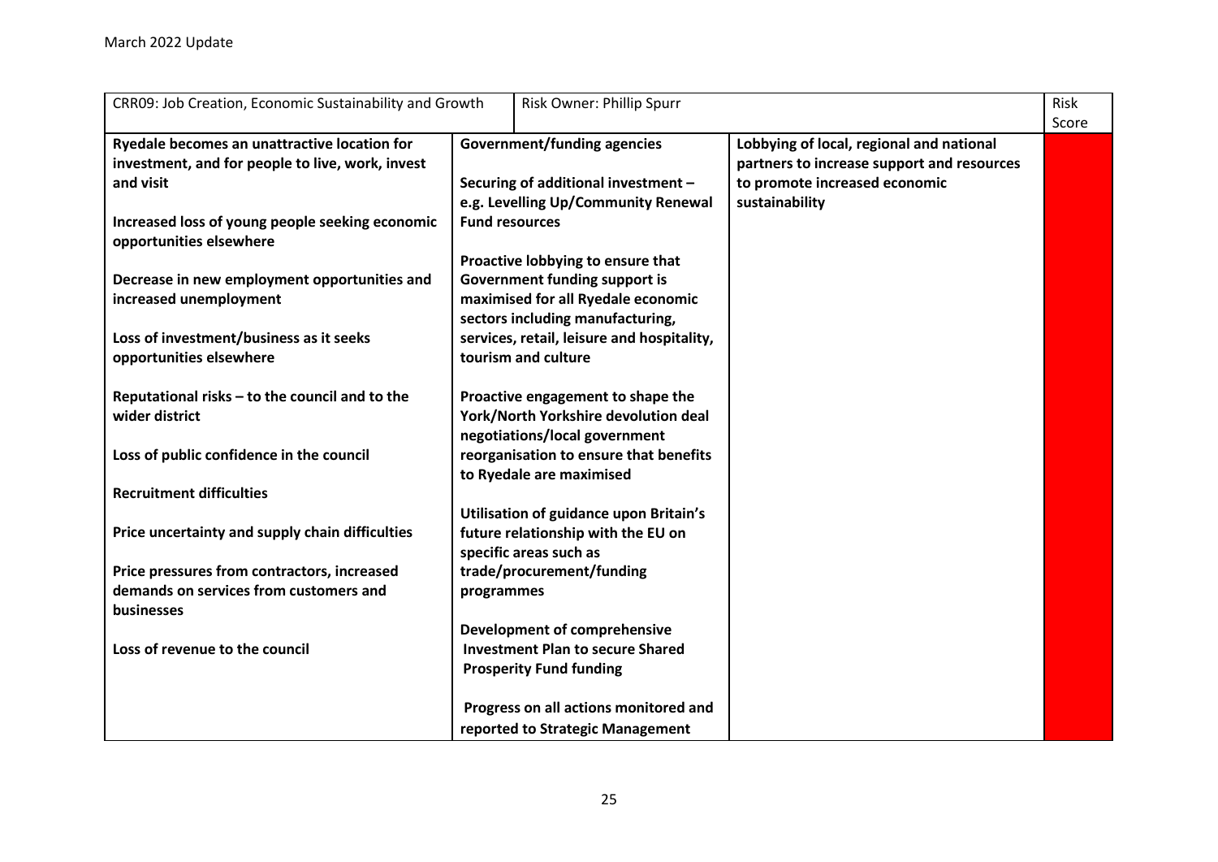March 2022 Update

| CRR09: Job Creation, Economic Sustainability and Growth | Risk Owner: Phillip Spurr | | Risk Score |
|---|---|---|---|
| **Ryedale becomes an unattractive location for investment, and for people to live, work, invest and visit**<br><br>**Increased loss of young people seeking economic opportunities elsewhere**<br><br>**Decrease in new employment opportunities and increased unemployment**<br><br>**Loss of investment/business as it seeks opportunities elsewhere**<br><br>**Reputational risks – to the council and to the wider district**<br><br>**Loss of public confidence in the council**<br><br>**Recruitment difficulties**<br><br>**Price uncertainty and supply chain difficulties**<br><br>**Price pressures from contractors, increased demands on services from customers and businesses**<br><br>**Loss of revenue to the council** | **Government/funding agencies**<br><br>**Securing of additional investment – e.g. Levelling Up/Community Renewal Fund resources**<br><br>**Proactive lobbying to ensure that Government funding support is maximised for all Ryedale economic sectors including manufacturing, services, retail, leisure and hospitality, tourism and culture**<br><br>**Proactive engagement to shape the York/North Yorkshire devolution deal negotiations/local government reorganisation to ensure that benefits to Ryedale are maximised**<br><br>**Utilisation of guidance upon Britain's future relationship with the EU on specific areas such as trade/procurement/funding programmes**<br><br>**Development of comprehensive Investment Plan to secure Shared Prosperity Fund funding**<br><br>**Progress on all actions monitored and reported to Strategic Management** | **Lobbying of local, regional and national partners to increase support and resources to promote increased economic sustainability** | |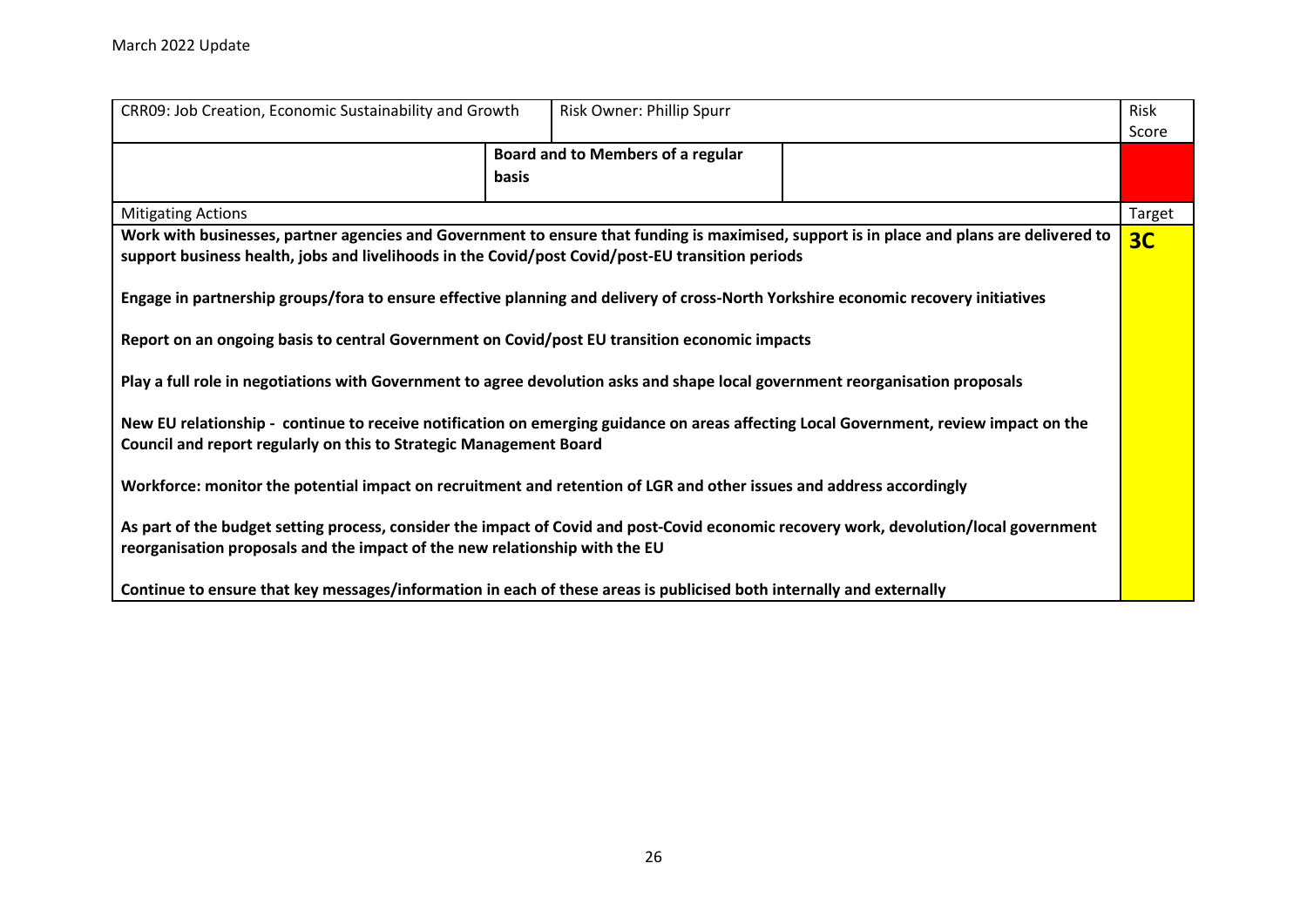March 2022 Update

| CRR09: Job Creation, Economic Sustainability and Growth | Risk Owner: Phillip Spurr | | Risk Score |
|---|---|---|---|
| | **Board and to Members of a regular basis** | | |
| Mitigating Actions | | | Target |
| **Work with businesses, partner agencies and Government to ensure that funding is maximised, support is in place and plans are delivered to support business health, jobs and livelihoods in the Covid/post Covid/post-EU transition periods**<br><br>**Engage in partnership groups/fora to ensure effective planning and delivery of cross-North Yorkshire economic recovery initiatives**<br><br>**Report on an ongoing basis to central Government on Covid/post EU transition economic impacts**<br><br>**Play a full role in negotiations with Government to agree devolution asks and shape local government reorganisation proposals**<br><br>**New EU relationship - continue to receive notification on emerging guidance on areas affecting Local Government, review impact on the Council and report regularly on this to Strategic Management Board**<br><br>**Workforce: monitor the potential impact on recruitment and retention of LGR and other issues and address accordingly**<br><br>**As part of the budget setting process, consider the impact of Covid and post-Covid economic recovery work, devolution/local government reorganisation proposals and the impact of the new relationship with the EU**<br><br>**Continue to ensure that key messages/information in each of these areas is publicised both internally and externally** | | | **3C** |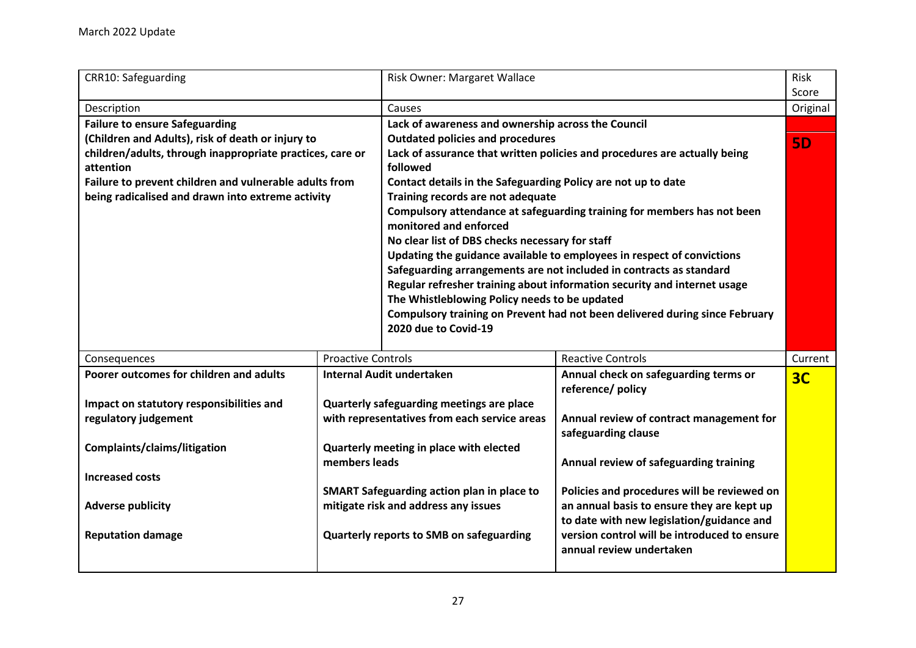March 2022 Update

| CRR10: Safeguarding | | Risk Owner: Margaret Wallace | | Risk Score |
|---|---|---|---|---|
| Description | | Causes | | Original |
| **Failure to ensure Safeguarding**<br>**(Children and Adults), risk of death or injury to children/adults, through inappropriate practices, care or attention**<br>**Failure to prevent children and vulnerable adults from being radicalised and drawn into extreme activity** | | **Lack of awareness and ownership across the Council**<br>**Outdated policies and procedures**<br>**Lack of assurance that written policies and procedures are actually being followed**<br>**Contact details in the Safeguarding Policy are not up to date**<br>**Training records are not adequate**<br>**Compulsory attendance at safeguarding training for members has not been monitored and enforced**<br>**No clear list of DBS checks necessary for staff**<br>**Updating the guidance available to employees in respect of convictions**<br>**Safeguarding arrangements are not included in contracts as standard**<br>**Regular refresher training about information security and internet usage**<br>**The Whistleblowing Policy needs to be updated**<br>**Compulsory training on Prevent had not been delivered during since February 2020 due to Covid-19** | | **5D** |
| Consequences | Proactive Controls | | Reactive Controls | Current |
| **Poorer outcomes for children and adults**<br><br>**Impact on statutory responsibilities and regulatory judgement**<br><br>**Complaints/claims/litigation**<br><br>**Increased costs**<br><br>**Adverse publicity**<br><br>**Reputation damage** | **Internal Audit undertaken**<br><br>**Quarterly safeguarding meetings are place with representatives from each service areas**<br><br>**Quarterly meeting in place with elected members leads**<br><br>**SMART Safeguarding action plan in place to mitigate risk and address any issues**<br><br>**Quarterly reports to SMB on safeguarding** | | **Annual check on safeguarding terms or reference/ policy**<br><br>**Annual review of contract management for safeguarding clause**<br><br>**Annual review of safeguarding training**<br><br>**Policies and procedures will be reviewed on an annual basis to ensure they are kept up to date with new legislation/guidance and version control will be introduced to ensure annual review undertaken** | **3C** |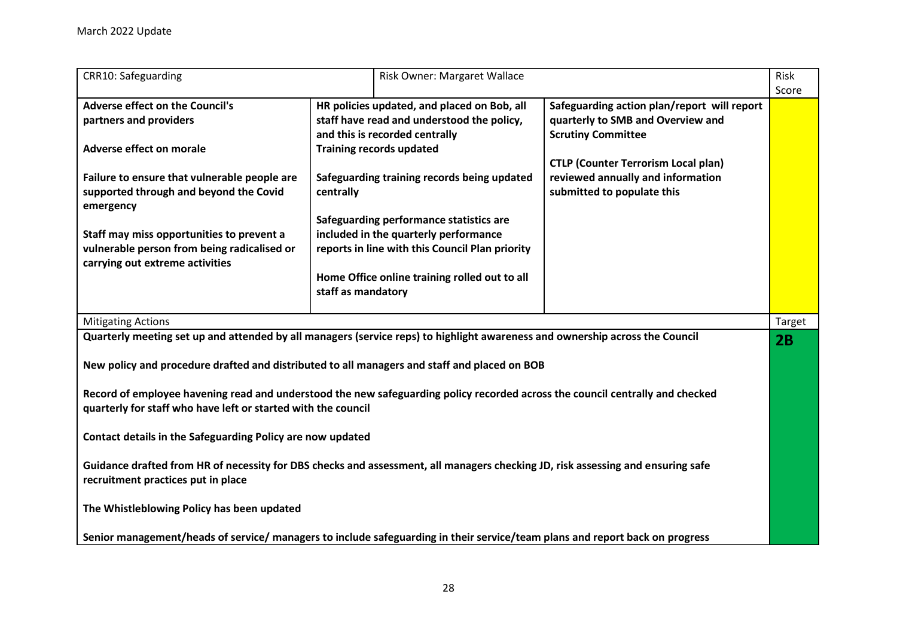March 2022 Update

| CRR10: Safeguarding | Risk Owner: Margaret Wallace | | Risk Score |
|---|---|---|---|
| **Adverse effect on the Council's partners and providers**<br><br>**Adverse effect on morale**<br><br>**Failure to ensure that vulnerable people are supported through and beyond the Covid emergency**<br><br>**Staff may miss opportunities to prevent a vulnerable person from being radicalised or carrying out extreme activities** | **HR policies updated, and placed on Bob, all staff have read and understood the policy, and this is recorded centrally**<br>**Training records updated**<br><br>**Safeguarding training records being updated centrally**<br><br>**Safeguarding performance statistics are included in the quarterly performance reports in line with this Council Plan priority**<br><br>**Home Office online training rolled out to all staff as mandatory** | **Safeguarding action plan/report will report quarterly to SMB and Overview and Scrutiny Committee**<br><br>**CTLP (Counter Terrorism Local plan) reviewed annually and information submitted to populate this** | |
| Mitigating Actions | | | Target |
| **Quarterly meeting set up and attended by all managers (service reps) to highlight awareness and ownership across the Council**<br><br>**New policy and procedure drafted and distributed to all managers and staff and placed on BOB**<br><br>**Record of employee havening read and understood the new safeguarding policy recorded across the council centrally and checked quarterly for staff who have left or started with the council**<br><br>**Contact details in the Safeguarding Policy are now updated**<br><br>**Guidance drafted from HR of necessity for DBS checks and assessment, all managers checking JD, risk assessing and ensuring safe recruitment practices put in place**<br><br>**The Whistleblowing Policy has been updated**<br><br>**Senior management/heads of service/ managers to include safeguarding in their service/team plans and report back on progress** | | | **2B** |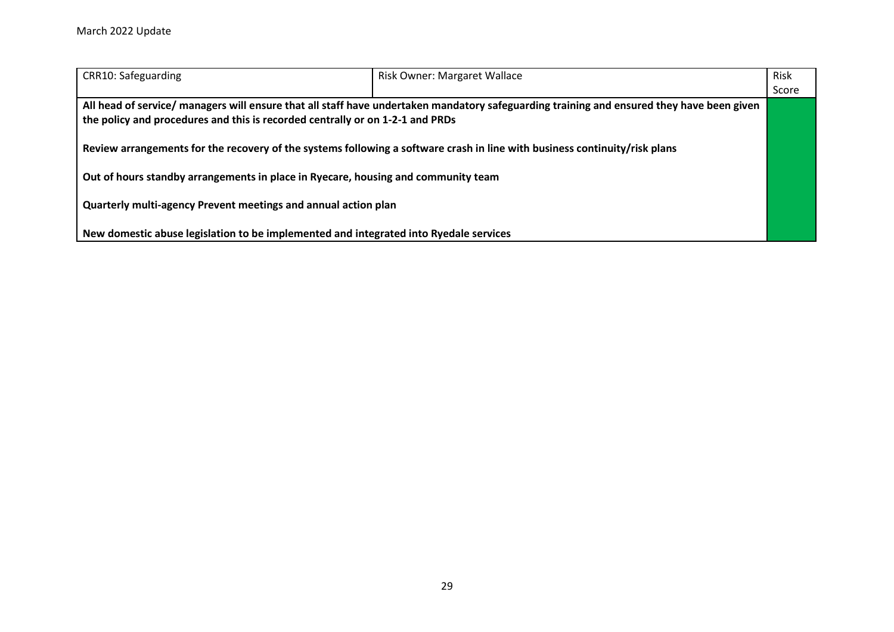March 2022 Update

| CRR10: Safeguarding | Risk Owner: Margaret Wallace | Risk Score |
|---|---|---|
| **All head of service/ managers will ensure that all staff have undertaken mandatory safeguarding training and ensured they have been given the policy and procedures and this is recorded centrally or on 1-2-1 and PRDs**<br><br>**Review arrangements for the recovery of the systems following a software crash in line with business continuity/risk plans**<br><br>**Out of hours standby arrangements in place in Ryecare, housing and community team**<br><br>**Quarterly multi-agency Prevent meetings and annual action plan**<br><br>**New domestic abuse legislation to be implemented and integrated into Ryedale services** | | |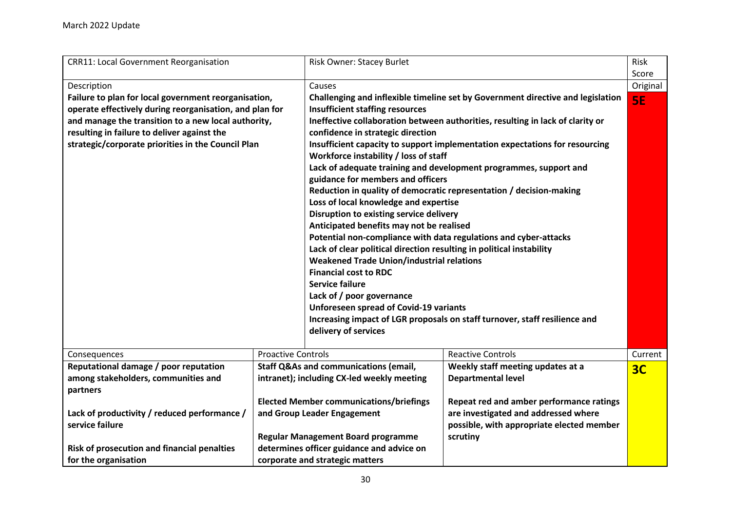March 2022 Update

| CRR11: Local Government Reorganisation | | Risk Owner: Stacey Burlet | | Risk Score |
|---|---|---|---|---|
| Description | | Causes | | Original |
| **Failure to plan for local government reorganisation, operate effectively during reorganisation, and plan for and manage the transition to a new local authority, resulting in failure to deliver against the strategic/corporate priorities in the Council Plan** | | **Challenging and inflexible timeline set by Government directive and legislation**<br>**Insufficient staffing resources**<br>**Ineffective collaboration between authorities, resulting in lack of clarity or confidence in strategic direction**<br>**Insufficient capacity to support implementation expectations for resourcing**<br>**Workforce instability / loss of staff**<br>**Lack of adequate training and development programmes, support and guidance for members and officers**<br>**Reduction in quality of democratic representation / decision-making**<br>**Loss of local knowledge and expertise**<br>**Disruption to existing service delivery**<br>**Anticipated benefits may not be realised**<br>**Potential non-compliance with data regulations and cyber-attacks**<br>**Lack of clear political direction resulting in political instability**<br>**Weakened Trade Union/industrial relations**<br>**Financial cost to RDC**<br>**Service failure**<br>**Lack of / poor governance**<br>**Unforeseen spread of Covid-19 variants**<br>**Increasing impact of LGR proposals on staff turnover, staff resilience and delivery of services** | | **5E** |
| Consequences | Proactive Controls | | Reactive Controls | Current |
| **Reputational damage / poor reputation among stakeholders, communities and partners**<br><br>**Lack of productivity / reduced performance / service failure**<br><br>**Risk of prosecution and financial penalties for the organisation** | **Staff Q&As and communications (email, intranet); including CX-led weekly meeting**<br><br>**Elected Member communications/briefings and Group Leader Engagement**<br><br>**Regular Management Board programme determines officer guidance and advice on corporate and strategic matters** | | **Weekly staff meeting updates at a Departmental level**<br><br>**Repeat red and amber performance ratings are investigated and addressed where possible, with appropriate elected member scrutiny** | **3C** |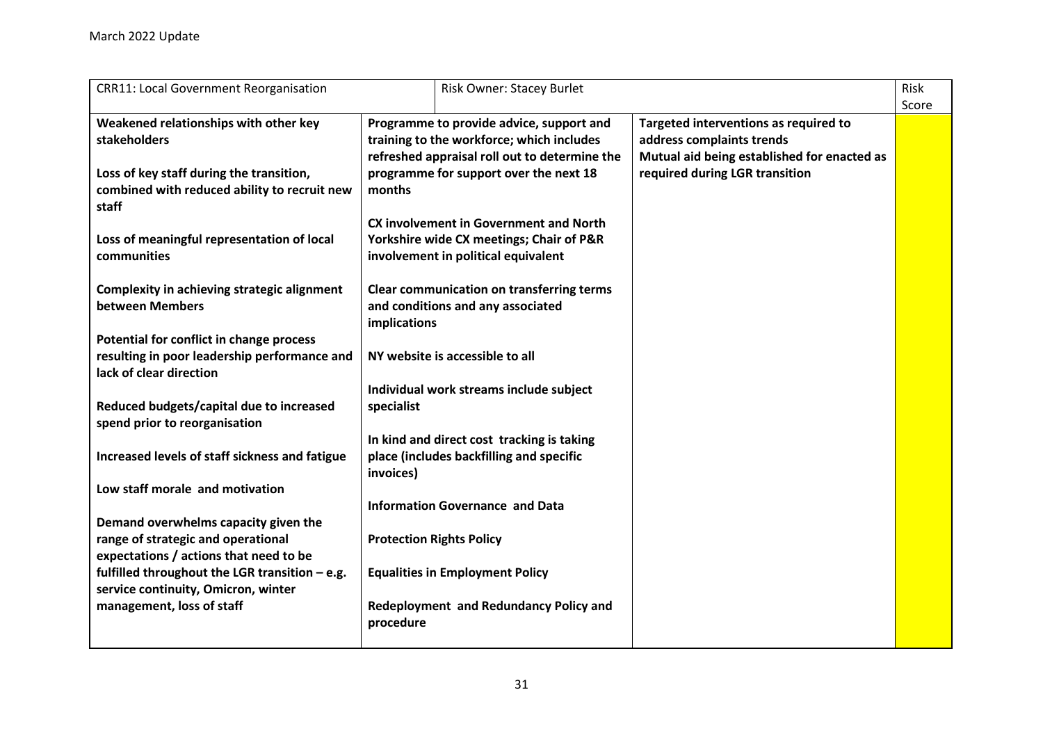March 2022 Update

| CRR11: Local Government Reorganisation | Risk Owner: Stacey Burlet | | Risk Score |
|---|---|---|---|
| **Weakened relationships with other key stakeholders**<br><br>**Loss of key staff during the transition, combined with reduced ability to recruit new staff**<br><br>**Loss of meaningful representation of local communities**<br><br>**Complexity in achieving strategic alignment between Members**<br><br>**Potential for conflict in change process resulting in poor leadership performance and lack of clear direction**<br><br>**Reduced budgets/capital due to increased spend prior to reorganisation**<br><br>**Increased levels of staff sickness and fatigue**<br><br>**Low staff morale and motivation**<br><br>**Demand overwhelms capacity given the range of strategic and operational expectations / actions that need to be fulfilled throughout the LGR transition – e.g. service continuity, Omicron, winter management, loss of staff** | **Programme to provide advice, support and training to the workforce; which includes refreshed appraisal roll out to determine the programme for support over the next 18 months**<br><br>**CX involvement in Government and North Yorkshire wide CX meetings; Chair of P&R involvement in political equivalent**<br><br>**Clear communication on transferring terms and conditions and any associated implications**<br><br>**NY website is accessible to all**<br><br>**Individual work streams include subject specialist**<br><br>**In kind and direct cost tracking is taking place (includes backfilling and specific invoices)**<br><br>**Information Governance and Data**<br><br>**Protection Rights Policy**<br><br>**Equalities in Employment Policy**<br><br>**Redeployment and Redundancy Policy and procedure** | **Targeted interventions as required to address complaints trends**<br>**Mutual aid being established for enacted as required during LGR transition** | |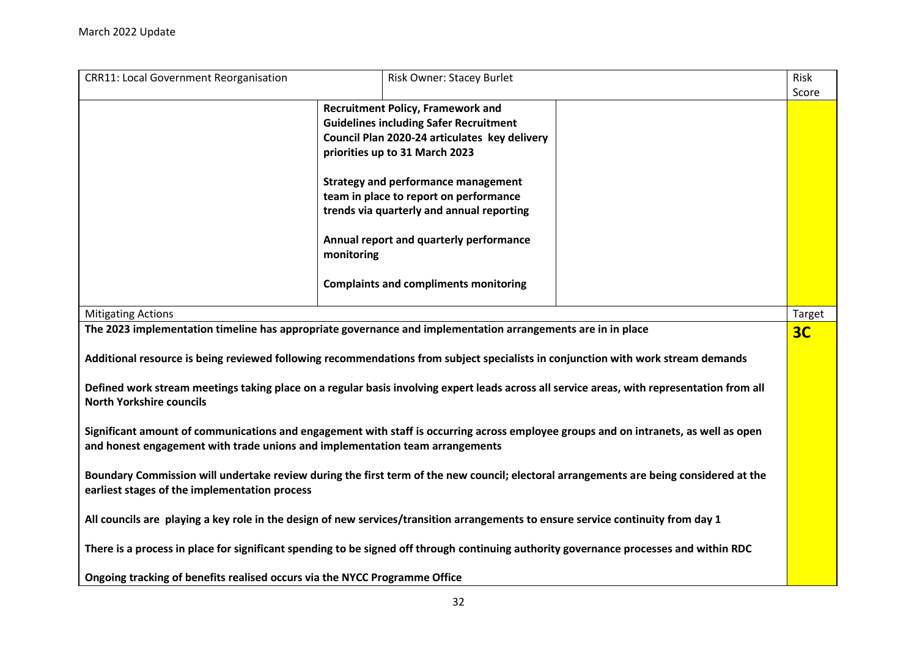March 2022 Update

| CRR11: Local Government Reorganisation | Risk Owner: Stacey Burlet | | Risk Score |
|---|---|---|---|
| | **Recruitment Policy, Framework and Guidelines including Safer Recruitment**<br>**Council Plan 2020-24 articulates key delivery priorities up to 31 March 2023**<br><br>**Strategy and performance management team in place to report on performance trends via quarterly and annual reporting**<br><br>**Annual report and quarterly performance monitoring**<br><br>**Complaints and compliments monitoring** | | |
| Mitigating Actions | | | Target |
| **The 2023 implementation timeline has appropriate governance and implementation arrangements are in in place**<br><br>**Additional resource is being reviewed following recommendations from subject specialists in conjunction with work stream demands**<br><br>**Defined work stream meetings taking place on a regular basis involving expert leads across all service areas, with representation from all North Yorkshire councils**<br><br>**Significant amount of communications and engagement with staff is occurring across employee groups and on intranets, as well as open and honest engagement with trade unions and implementation team arrangements**<br><br>**Boundary Commission will undertake review during the first term of the new council; electoral arrangements are being considered at the earliest stages of the implementation process**<br><br>**All councils are playing a key role in the design of new services/transition arrangements to ensure service continuity from day 1**<br><br>**There is a process in place for significant spending to be signed off through continuing authority governance processes and within RDC**<br><br>**Ongoing tracking of benefits realised occurs via the NYCC Programme Office** | | | **3C** |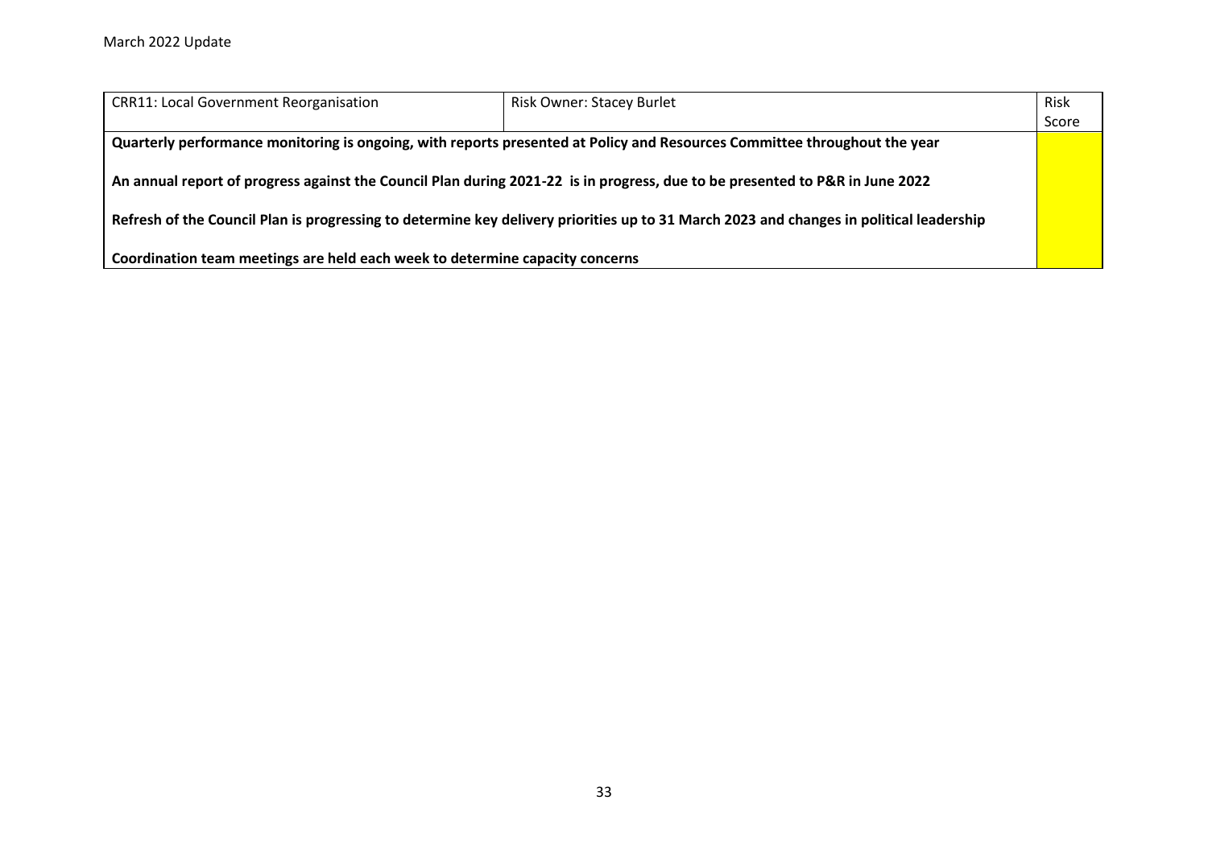March 2022 Update

| CRR11: Local Government Reorganisation | Risk Owner: Stacey Burlet | Risk Score |
|---|---|---|
| **Quarterly performance monitoring is ongoing, with reports presented at Policy and Resources Committee throughout the year**<br><br>**An annual report of progress against the Council Plan during 2021-22 is in progress, due to be presented to P&R in June 2022**<br><br>**Refresh of the Council Plan is progressing to determine key delivery priorities up to 31 March 2023 and changes in political leadership**<br><br>**Coordination team meetings are held each week to determine capacity concerns** | | |